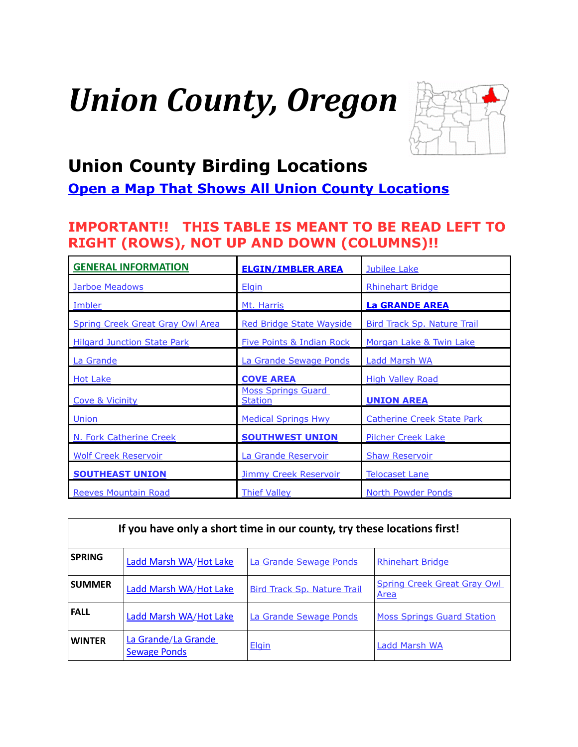# Union County, Oregon

## Union County Birding Locations

**Open a Map That Shows All Union County Locations**

**IMPORTANT!! THIS TABLE IS MEANT TO BE READ LEFT TO RIGHT (ROWS), NOT UP AND DOWN (COLUMNS)!!**

| | | |
|---|---|---|
| **GENERAL INFORMATION** | **ELGIN/IMBLER AREA** | Jubilee Lake |
| Jarboe Meadows | Elgin | Rhinehart Bridge |
| Imbler | Mt. Harris | **La GRANDE AREA** |
| Spring Creek Great Gray Owl Area | Red Bridge State Wayside | Bird Track Sp. Nature Trail |
| Hilgard Junction State Park | Five Points & Indian Rock | Morgan Lake & Twin Lake |
| La Grande | La Grande Sewage Ponds | Ladd Marsh WA |
| Hot Lake | **COVE AREA** | High Valley Road |
| Cove & Vicinity | Moss Springs Guard Station | **UNION AREA** |
| Union | Medical Springs Hwy | Catherine Creek State Park |
| N. Fork Catherine Creek | **SOUTHWEST UNION** | Pilcher Creek Lake |
| Wolf Creek Reservoir | La Grande Reservoir | Shaw Reservoir |
| **SOUTHEAST UNION** | Jimmy Creek Reservoir | Telocaset Lane |
| Reeves Mountain Road | Thief Valley | North Powder Ponds |

| If you have only a short time in our county, try these locations first! | | | |
|---|---|---|---|
| **SPRING** | Ladd Marsh WA/Hot Lake | La Grande Sewage Ponds | Rhinehart Bridge |
| **SUMMER** | Ladd Marsh WA/Hot Lake | Bird Track Sp. Nature Trail | Spring Creek Great Gray Owl Area |
| **FALL** | Ladd Marsh WA/Hot Lake | La Grande Sewage Ponds | Moss Springs Guard Station |
| **WINTER** | La Grande/La Grande Sewage Ponds | Elgin | Ladd Marsh WA |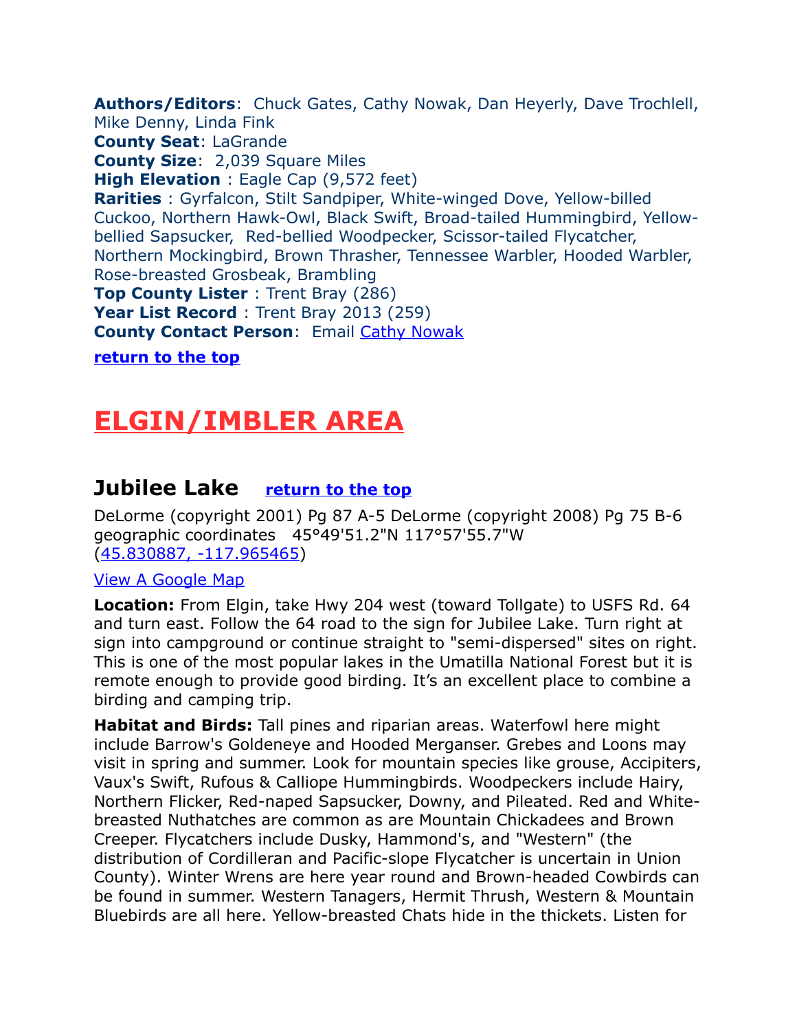**Authors/Editors**: Chuck Gates, Cathy Nowak, Dan Heyerly, Dave Trochlell, Mike Denny, Linda Fink
**County Seat**: LaGrande
**County Size**: 2,039 Square Miles
**High Elevation** : Eagle Cap (9,572 feet)
**Rarities** : Gyrfalcon, Stilt Sandpiper, White-winged Dove, Yellow-billed Cuckoo, Northern Hawk-Owl, Black Swift, Broad-tailed Hummingbird, Yellow-bellied Sapsucker, Red-bellied Woodpecker, Scissor-tailed Flycatcher, Northern Mockingbird, Brown Thrasher, Tennessee Warbler, Hooded Warbler, Rose-breasted Grosbeak, Brambling
**Top County Lister** : Trent Bray (286)
**Year List Record** : Trent Bray 2013 (259)
**County Contact Person**: Email [Cathy Nowak]

**return to the top**

# ELGIN/IMBLER AREA

## Jubilee Lake **return to the top**

DeLorme (copyright 2001) Pg 87 A-5 DeLorme (copyright 2008) Pg 75 B-6
geographic coordinates 45°49'51.2"N 117°57'55.7"W
(45.830887, -117.965465)

View A Google Map

**Location:** From Elgin, take Hwy 204 west (toward Tollgate) to USFS Rd. 64 and turn east. Follow the 64 road to the sign for Jubilee Lake. Turn right at sign into campground or continue straight to "semi-dispersed" sites on right. This is one of the most popular lakes in the Umatilla National Forest but it is remote enough to provide good birding. It's an excellent place to combine a birding and camping trip.

**Habitat and Birds:** Tall pines and riparian areas. Waterfowl here might include Barrow's Goldeneye and Hooded Merganser. Grebes and Loons may visit in spring and summer. Look for mountain species like grouse, Accipiters, Vaux's Swift, Rufous & Calliope Hummingbirds. Woodpeckers include Hairy, Northern Flicker, Red-naped Sapsucker, Downy, and Pileated. Red and White-breasted Nuthatches are common as are Mountain Chickadees and Brown Creeper. Flycatchers include Dusky, Hammond's, and "Western" (the distribution of Cordilleran and Pacific-slope Flycatcher is uncertain in Union County). Winter Wrens are here year round and Brown-headed Cowbirds can be found in summer. Western Tanagers, Hermit Thrush, Western & Mountain Bluebirds are all here. Yellow-breasted Chats hide in the thickets. Listen for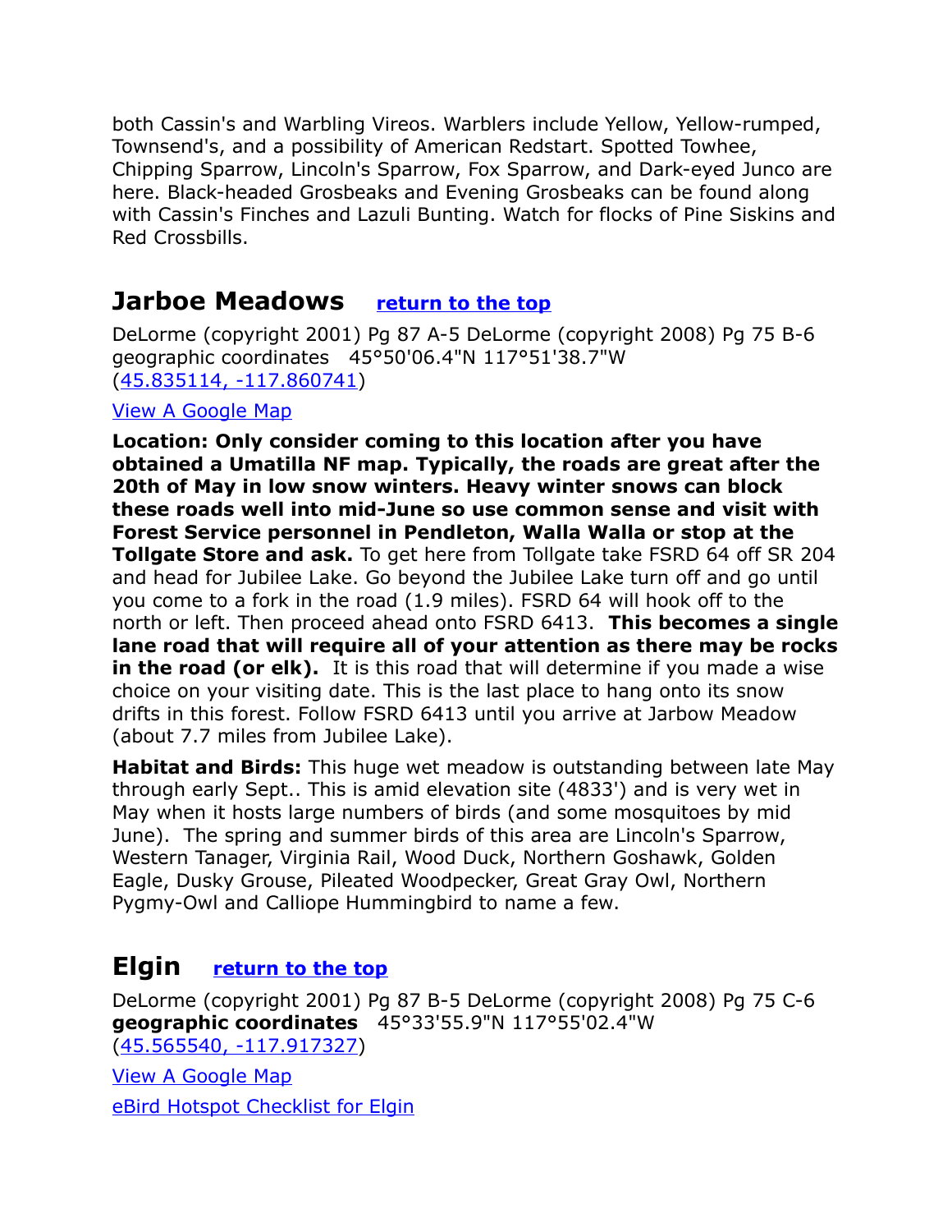both Cassin's and Warbling Vireos. Warblers include Yellow, Yellow-rumped, Townsend's, and a possibility of American Redstart. Spotted Towhee, Chipping Sparrow, Lincoln's Sparrow, Fox Sparrow, and Dark-eyed Junco are here. Black-headed Grosbeaks and Evening Grosbeaks can be found along with Cassin's Finches and Lazuli Bunting. Watch for flocks of Pine Siskins and Red Crossbills.

## Jarboe Meadows [return to the top]

DeLorme (copyright 2001) Pg 87 A-5 DeLorme (copyright 2008) Pg 75 B-6
geographic coordinates 45°50'06.4"N 117°51'38.7"W
(45.835114, -117.860741)

View A Google Map

**Location: Only consider coming to this location after you have obtained a Umatilla NF map. Typically, the roads are great after the 20th of May in low snow winters. Heavy winter snows can block these roads well into mid-June so use common sense and visit with Forest Service personnel in Pendleton, Walla Walla or stop at the Tollgate Store and ask.** To get here from Tollgate take FSRD 64 off SR 204 and head for Jubilee Lake. Go beyond the Jubilee Lake turn off and go until you come to a fork in the road (1.9 miles). FSRD 64 will hook off to the north or left. Then proceed ahead onto FSRD 6413. **This becomes a single lane road that will require all of your attention as there may be rocks in the road (or elk).** It is this road that will determine if you made a wise choice on your visiting date. This is the last place to hang onto its snow drifts in this forest. Follow FSRD 6413 until you arrive at Jarbow Meadow (about 7.7 miles from Jubilee Lake).

**Habitat and Birds:** This huge wet meadow is outstanding between late May through early Sept.. This is amid elevation site (4833') and is very wet in May when it hosts large numbers of birds (and some mosquitoes by mid June). The spring and summer birds of this area are Lincoln's Sparrow, Western Tanager, Virginia Rail, Wood Duck, Northern Goshawk, Golden Eagle, Dusky Grouse, Pileated Woodpecker, Great Gray Owl, Northern Pygmy-Owl and Calliope Hummingbird to name a few.

## Elgin [return to the top]

DeLorme (copyright 2001) Pg 87 B-5 DeLorme (copyright 2008) Pg 75 C-6
**geographic coordinates** 45°33'55.9"N 117°55'02.4"W
(45.565540, -117.917327)

View A Google Map

eBird Hotspot Checklist for Elgin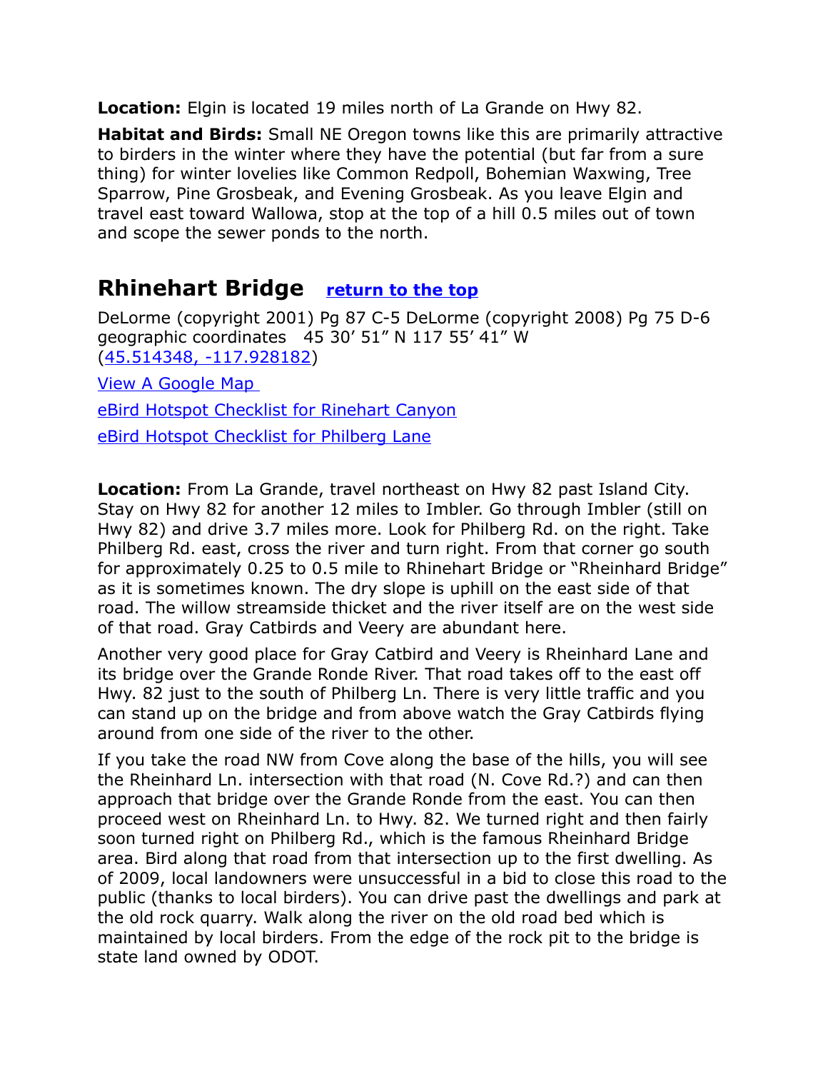**Location:** Elgin is located 19 miles north of La Grande on Hwy 82.

**Habitat and Birds:** Small NE Oregon towns like this are primarily attractive to birders in the winter where they have the potential (but far from a sure thing) for winter lovelies like Common Redpoll, Bohemian Waxwing, Tree Sparrow, Pine Grosbeak, and Evening Grosbeak. As you leave Elgin and travel east toward Wallowa, stop at the top of a hill 0.5 miles out of town and scope the sewer ponds to the north.

## Rhinehart Bridge [return to the top]

DeLorme (copyright 2001) Pg 87 C-5 DeLorme (copyright 2008) Pg 75 D-6
geographic coordinates 45 30′ 51″ N 117 55′ 41″ W
(45.514348, -117.928182)

View A Google Map

eBird Hotspot Checklist for Rinehart Canyon

eBird Hotspot Checklist for Philberg Lane

**Location:** From La Grande, travel northeast on Hwy 82 past Island City. Stay on Hwy 82 for another 12 miles to Imbler. Go through Imbler (still on Hwy 82) and drive 3.7 miles more. Look for Philberg Rd. on the right. Take Philberg Rd. east, cross the river and turn right. From that corner go south for approximately 0.25 to 0.5 mile to Rhinehart Bridge or "Rheinhard Bridge" as it is sometimes known. The dry slope is uphill on the east side of that road. The willow streamside thicket and the river itself are on the west side of that road. Gray Catbirds and Veery are abundant here.

Another very good place for Gray Catbird and Veery is Rheinhard Lane and its bridge over the Grande Ronde River. That road takes off to the east off Hwy. 82 just to the south of Philberg Ln. There is very little traffic and you can stand up on the bridge and from above watch the Gray Catbirds flying around from one side of the river to the other.

If you take the road NW from Cove along the base of the hills, you will see the Rheinhard Ln. intersection with that road (N. Cove Rd.?) and can then approach that bridge over the Grande Ronde from the east. You can then proceed west on Rheinhard Ln. to Hwy. 82. We turned right and then fairly soon turned right on Philberg Rd., which is the famous Rheinhard Bridge area. Bird along that road from that intersection up to the first dwelling. As of 2009, local landowners were unsuccessful in a bid to close this road to the public (thanks to local birders). You can drive past the dwellings and park at the old rock quarry. Walk along the river on the old road bed which is maintained by local birders. From the edge of the rock pit to the bridge is state land owned by ODOT.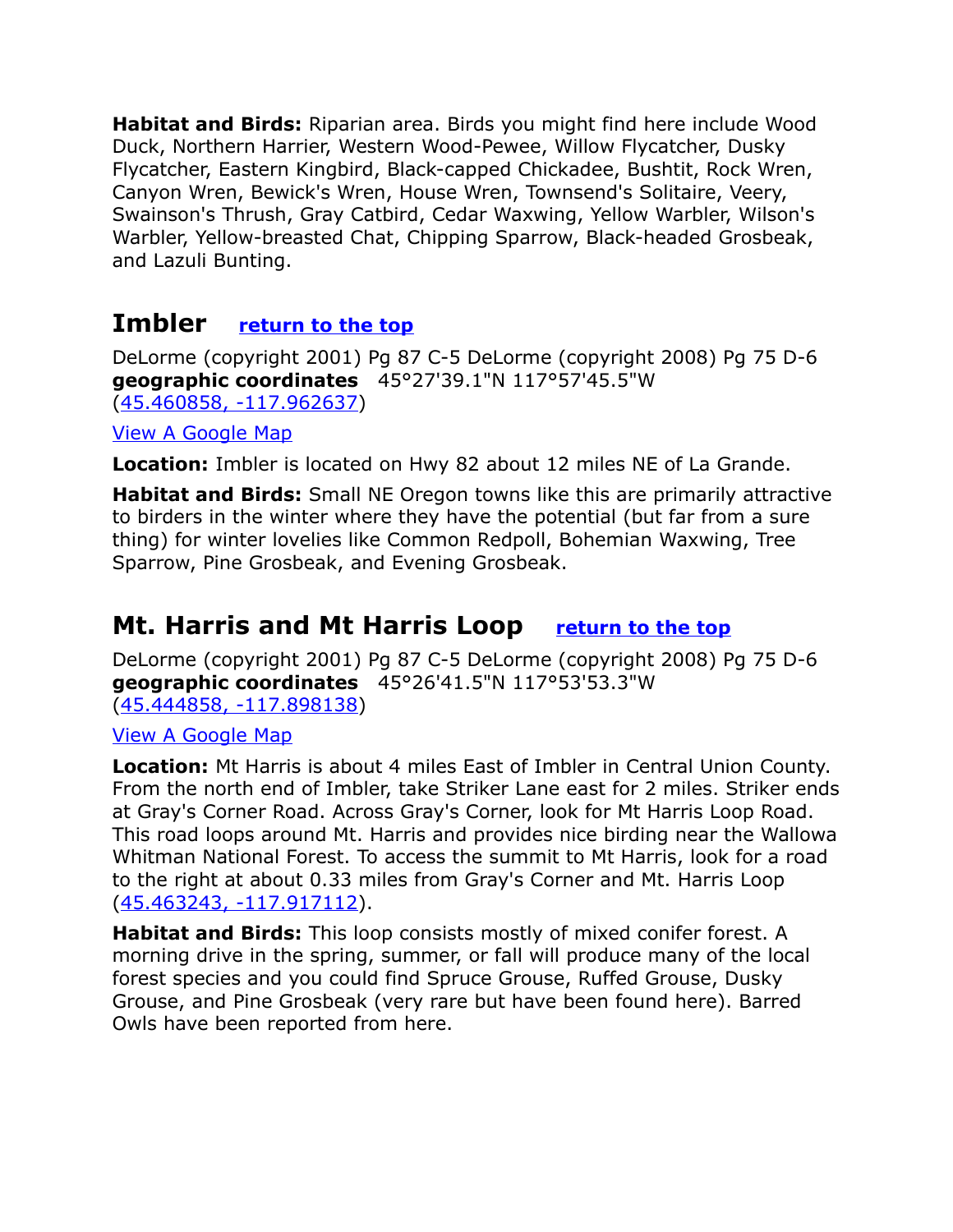**Habitat and Birds:** Riparian area. Birds you might find here include Wood Duck, Northern Harrier, Western Wood-Pewee, Willow Flycatcher, Dusky Flycatcher, Eastern Kingbird, Black-capped Chickadee, Bushtit, Rock Wren, Canyon Wren, Bewick's Wren, House Wren, Townsend's Solitaire, Veery, Swainson's Thrush, Gray Catbird, Cedar Waxwing, Yellow Warbler, Wilson's Warbler, Yellow-breasted Chat, Chipping Sparrow, Black-headed Grosbeak, and Lazuli Bunting.

## Imbler [return to the top]

DeLorme (copyright 2001) Pg 87 C-5 DeLorme (copyright 2008) Pg 75 D-6
**geographic coordinates** 45°27'39.1"N 117°57'45.5"W
(45.460858, -117.962637)

View A Google Map

**Location:** Imbler is located on Hwy 82 about 12 miles NE of La Grande.

**Habitat and Birds:** Small NE Oregon towns like this are primarily attractive to birders in the winter where they have the potential (but far from a sure thing) for winter lovelies like Common Redpoll, Bohemian Waxwing, Tree Sparrow, Pine Grosbeak, and Evening Grosbeak.

## Mt. Harris and Mt Harris Loop [return to the top]

DeLorme (copyright 2001) Pg 87 C-5 DeLorme (copyright 2008) Pg 75 D-6
**geographic coordinates** 45°26'41.5"N 117°53'53.3"W
(45.444858, -117.898138)

View A Google Map

**Location:** Mt Harris is about 4 miles East of Imbler in Central Union County. From the north end of Imbler, take Striker Lane east for 2 miles. Striker ends at Gray's Corner Road. Across Gray's Corner, look for Mt Harris Loop Road. This road loops around Mt. Harris and provides nice birding near the Wallowa Whitman National Forest. To access the summit to Mt Harris, look for a road to the right at about 0.33 miles from Gray's Corner and Mt. Harris Loop (45.463243, -117.917112).

**Habitat and Birds:** This loop consists mostly of mixed conifer forest. A morning drive in the spring, summer, or fall will produce many of the local forest species and you could find Spruce Grouse, Ruffed Grouse, Dusky Grouse, and Pine Grosbeak (very rare but have been found here). Barred Owls have been reported from here.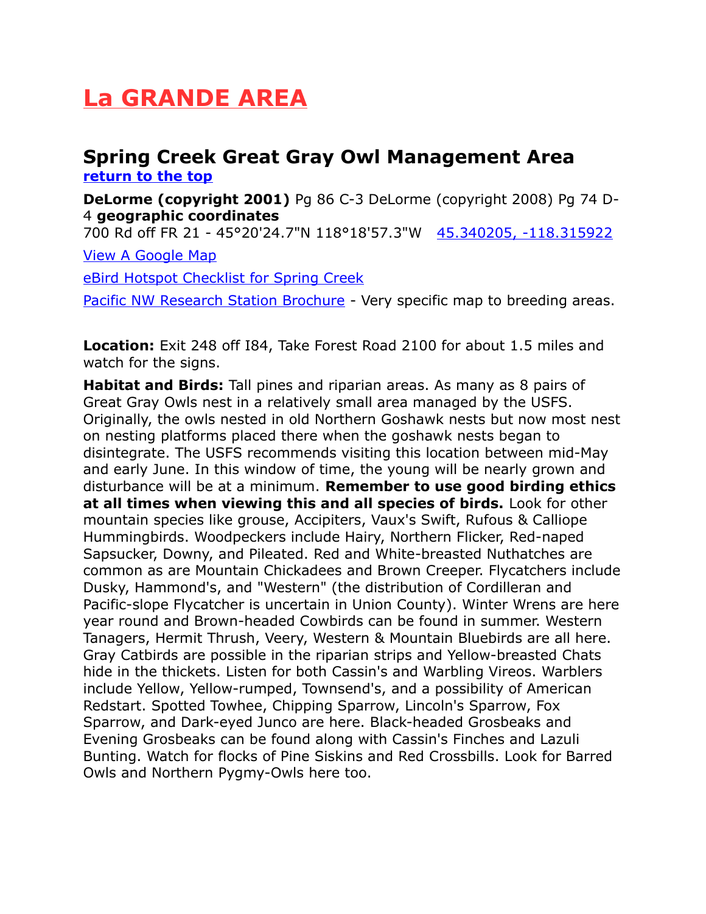# La GRANDE AREA

## Spring Creek Great Gray Owl Management Area

**return to the top**

**DeLorme (copyright 2001)** Pg 86 C-3 DeLorme (copyright 2008) Pg 74 D-4 **geographic coordinates**
700 Rd off FR 21 - 45°20'24.7"N 118°18'57.3"W 45.340205, -118.315922

View A Google Map

eBird Hotspot Checklist for Spring Creek

Pacific NW Research Station Brochure - Very specific map to breeding areas.

**Location:** Exit 248 off I84, Take Forest Road 2100 for about 1.5 miles and watch for the signs.

**Habitat and Birds:** Tall pines and riparian areas. As many as 8 pairs of Great Gray Owls nest in a relatively small area managed by the USFS. Originally, the owls nested in old Northern Goshawk nests but now most nest on nesting platforms placed there when the goshawk nests began to disintegrate. The USFS recommends visiting this location between mid-May and early June. In this window of time, the young will be nearly grown and disturbance will be at a minimum. **Remember to use good birding ethics at all times when viewing this and all species of birds.** Look for other mountain species like grouse, Accipiters, Vaux's Swift, Rufous & Calliope Hummingbirds. Woodpeckers include Hairy, Northern Flicker, Red-naped Sapsucker, Downy, and Pileated. Red and White-breasted Nuthatches are common as are Mountain Chickadees and Brown Creeper. Flycatchers include Dusky, Hammond's, and "Western" (the distribution of Cordilleran and Pacific-slope Flycatcher is uncertain in Union County). Winter Wrens are here year round and Brown-headed Cowbirds can be found in summer. Western Tanagers, Hermit Thrush, Veery, Western & Mountain Bluebirds are all here. Gray Catbirds are possible in the riparian strips and Yellow-breasted Chats hide in the thickets. Listen for both Cassin's and Warbling Vireos. Warblers include Yellow, Yellow-rumped, Townsend's, and a possibility of American Redstart. Spotted Towhee, Chipping Sparrow, Lincoln's Sparrow, Fox Sparrow, and Dark-eyed Junco are here. Black-headed Grosbeaks and Evening Grosbeaks can be found along with Cassin's Finches and Lazuli Bunting. Watch for flocks of Pine Siskins and Red Crossbills. Look for Barred Owls and Northern Pygmy-Owls here too.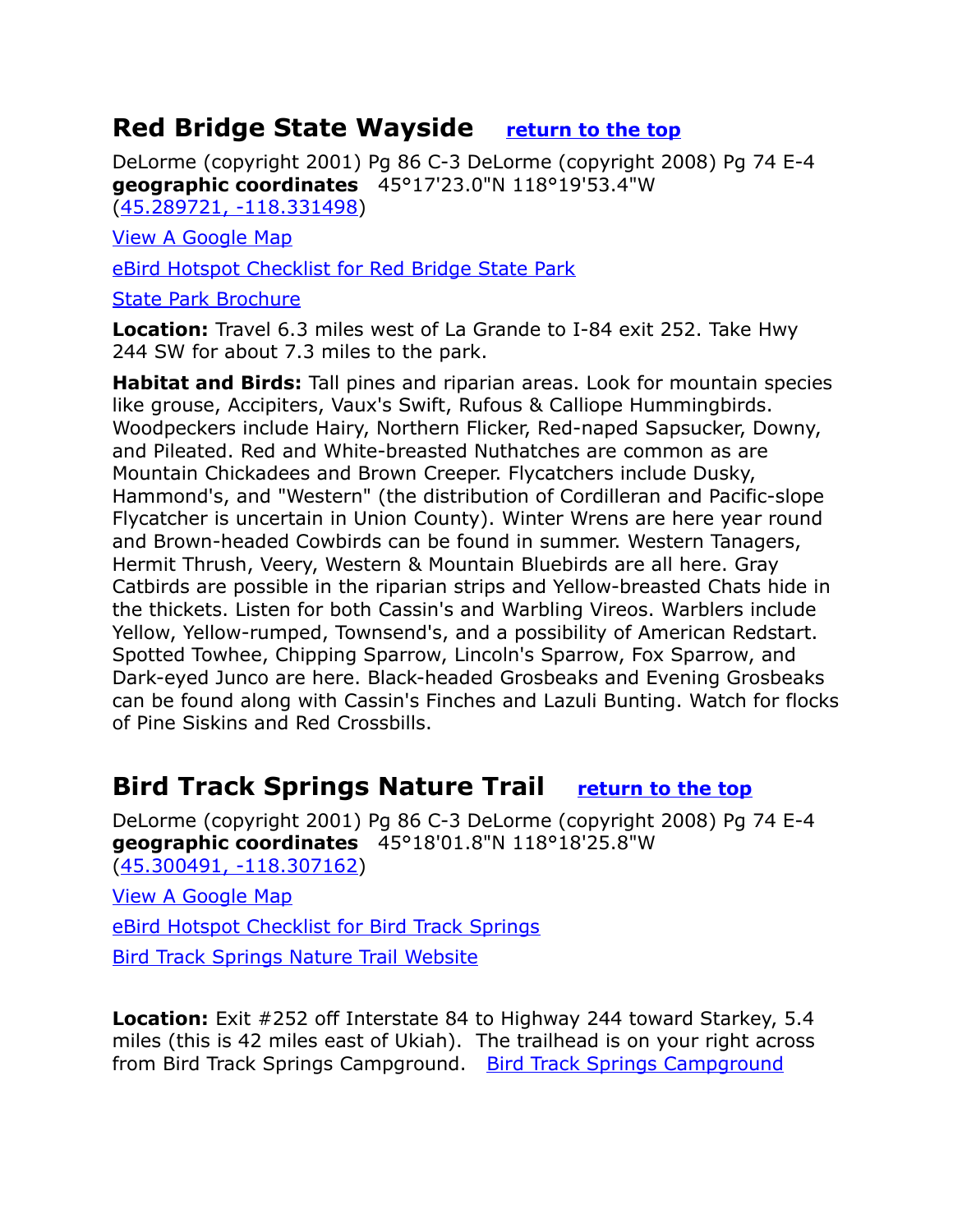## Red Bridge State Wayside [return to the top]

DeLorme (copyright 2001) Pg 86 C-3 DeLorme (copyright 2008) Pg 74 E-4
**geographic coordinates** 45°17'23.0"N 118°19'53.4"W
(45.289721, -118.331498)

View A Google Map

eBird Hotspot Checklist for Red Bridge State Park

State Park Brochure

**Location:** Travel 6.3 miles west of La Grande to I-84 exit 252. Take Hwy 244 SW for about 7.3 miles to the park.

**Habitat and Birds:** Tall pines and riparian areas. Look for mountain species like grouse, Accipiters, Vaux's Swift, Rufous & Calliope Hummingbirds. Woodpeckers include Hairy, Northern Flicker, Red-naped Sapsucker, Downy, and Pileated. Red and White-breasted Nuthatches are common as are Mountain Chickadees and Brown Creeper. Flycatchers include Dusky, Hammond's, and "Western" (the distribution of Cordilleran and Pacific-slope Flycatcher is uncertain in Union County). Winter Wrens are here year round and Brown-headed Cowbirds can be found in summer. Western Tanagers, Hermit Thrush, Veery, Western & Mountain Bluebirds are all here. Gray Catbirds are possible in the riparian strips and Yellow-breasted Chats hide in the thickets. Listen for both Cassin's and Warbling Vireos. Warblers include Yellow, Yellow-rumped, Townsend's, and a possibility of American Redstart. Spotted Towhee, Chipping Sparrow, Lincoln's Sparrow, Fox Sparrow, and Dark-eyed Junco are here. Black-headed Grosbeaks and Evening Grosbeaks can be found along with Cassin's Finches and Lazuli Bunting. Watch for flocks of Pine Siskins and Red Crossbills.

## Bird Track Springs Nature Trail [return to the top]

DeLorme (copyright 2001) Pg 86 C-3 DeLorme (copyright 2008) Pg 74 E-4
**geographic coordinates** 45°18'01.8"N 118°18'25.8"W
(45.300491, -118.307162)

View A Google Map

eBird Hotspot Checklist for Bird Track Springs

Bird Track Springs Nature Trail Website

**Location:** Exit #252 off Interstate 84 to Highway 244 toward Starkey, 5.4 miles (this is 42 miles east of Ukiah). The trailhead is on your right across from Bird Track Springs Campground. Bird Track Springs Campground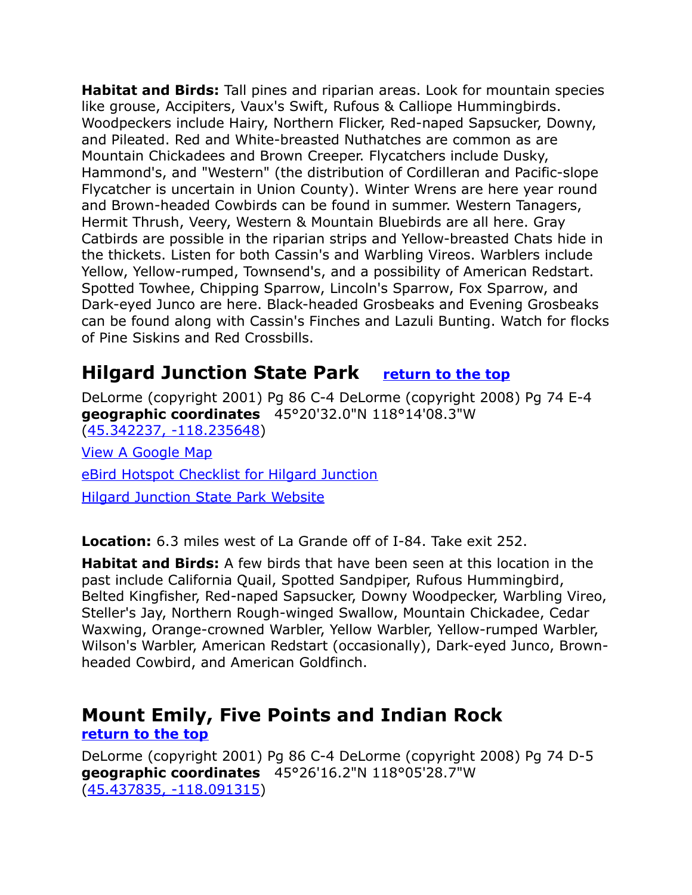**Habitat and Birds:** Tall pines and riparian areas. Look for mountain species like grouse, Accipiters, Vaux's Swift, Rufous & Calliope Hummingbirds. Woodpeckers include Hairy, Northern Flicker, Red-naped Sapsucker, Downy, and Pileated. Red and White-breasted Nuthatches are common as are Mountain Chickadees and Brown Creeper. Flycatchers include Dusky, Hammond's, and "Western" (the distribution of Cordilleran and Pacific-slope Flycatcher is uncertain in Union County). Winter Wrens are here year round and Brown-headed Cowbirds can be found in summer. Western Tanagers, Hermit Thrush, Veery, Western & Mountain Bluebirds are all here. Gray Catbirds are possible in the riparian strips and Yellow-breasted Chats hide in the thickets. Listen for both Cassin's and Warbling Vireos. Warblers include Yellow, Yellow-rumped, Townsend's, and a possibility of American Redstart. Spotted Towhee, Chipping Sparrow, Lincoln's Sparrow, Fox Sparrow, and Dark-eyed Junco are here. Black-headed Grosbeaks and Evening Grosbeaks can be found along with Cassin's Finches and Lazuli Bunting. Watch for flocks of Pine Siskins and Red Crossbills.

## Hilgard Junction State Park [return to the top]

DeLorme (copyright 2001) Pg 86 C-4 DeLorme (copyright 2008) Pg 74 E-4
**geographic coordinates** 45°20'32.0"N 118°14'08.3"W
(45.342237, -118.235648)

View A Google Map

eBird Hotspot Checklist for Hilgard Junction

Hilgard Junction State Park Website

**Location:** 6.3 miles west of La Grande off of I-84. Take exit 252.

**Habitat and Birds:** A few birds that have been seen at this location in the past include California Quail, Spotted Sandpiper, Rufous Hummingbird, Belted Kingfisher, Red-naped Sapsucker, Downy Woodpecker, Warbling Vireo, Steller's Jay, Northern Rough-winged Swallow, Mountain Chickadee, Cedar Waxwing, Orange-crowned Warbler, Yellow Warbler, Yellow-rumped Warbler, Wilson's Warbler, American Redstart (occasionally), Dark-eyed Junco, Brown-headed Cowbird, and American Goldfinch.

## Mount Emily, Five Points and Indian Rock

[return to the top]

DeLorme (copyright 2001) Pg 86 C-4 DeLorme (copyright 2008) Pg 74 D-5
**geographic coordinates** 45°26'16.2"N 118°05'28.7"W
(45.437835, -118.091315)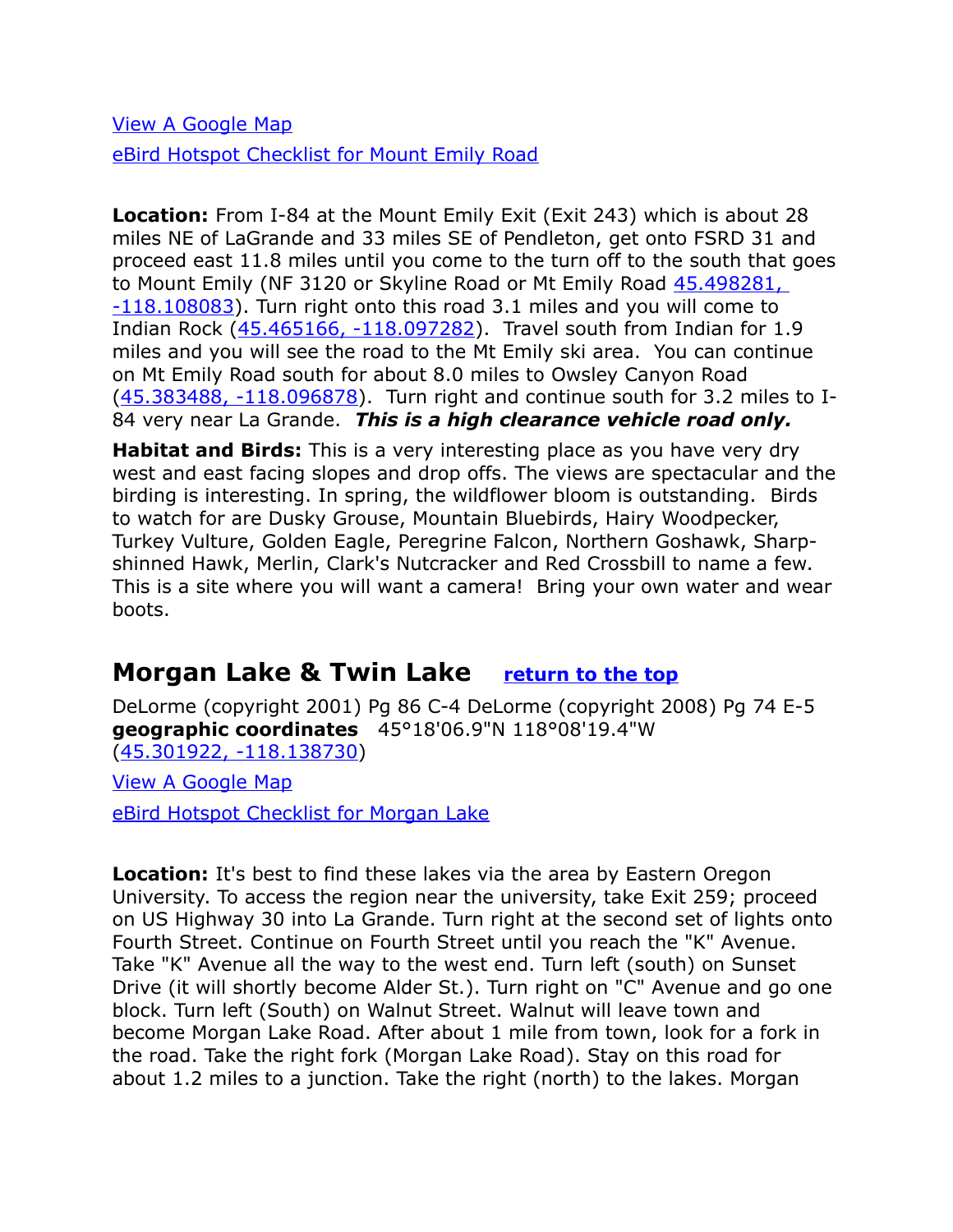[View A Google Map](#)

[eBird Hotspot Checklist for Mount Emily Road](#)

**Location:** From I-84 at the Mount Emily Exit (Exit 243) which is about 28 miles NE of LaGrande and 33 miles SE of Pendleton, get onto FSRD 31 and proceed east 11.8 miles until you come to the turn off to the south that goes to Mount Emily (NF 3120 or Skyline Road or Mt Emily Road [45.498281, -118.108083](#)). Turn right onto this road 3.1 miles and you will come to Indian Rock ([45.465166, -118.097282](#)). Travel south from Indian for 1.9 miles and you will see the road to the Mt Emily ski area. You can continue on Mt Emily Road south for about 8.0 miles to Owsley Canyon Road ([45.383488, -118.096878](#)). Turn right and continue south for 3.2 miles to I-84 very near La Grande. ***This is a high clearance vehicle road only.***

**Habitat and Birds:** This is a very interesting place as you have very dry west and east facing slopes and drop offs. The views are spectacular and the birding is interesting. In spring, the wildflower bloom is outstanding. Birds to watch for are Dusky Grouse, Mountain Bluebirds, Hairy Woodpecker, Turkey Vulture, Golden Eagle, Peregrine Falcon, Northern Goshawk, Sharp-shinned Hawk, Merlin, Clark's Nutcracker and Red Crossbill to name a few. This is a site where you will want a camera! Bring your own water and wear boots.

## Morgan Lake & Twin Lake [return to the top](#)

DeLorme (copyright 2001) Pg 86 C-4 DeLorme (copyright 2008) Pg 74 E-5
**geographic coordinates** 45°18'06.9"N 118°08'19.4"W ([45.301922, -118.138730](#))

[View A Google Map](#)

[eBird Hotspot Checklist for Morgan Lake](#)

**Location:** It's best to find these lakes via the area by Eastern Oregon University. To access the region near the university, take Exit 259; proceed on US Highway 30 into La Grande. Turn right at the second set of lights onto Fourth Street. Continue on Fourth Street until you reach the "K" Avenue. Take "K" Avenue all the way to the west end. Turn left (south) on Sunset Drive (it will shortly become Alder St.). Turn right on "C" Avenue and go one block. Turn left (South) on Walnut Street. Walnut will leave town and become Morgan Lake Road. After about 1 mile from town, look for a fork in the road. Take the right fork (Morgan Lake Road). Stay on this road for about 1.2 miles to a junction. Take the right (north) to the lakes. Morgan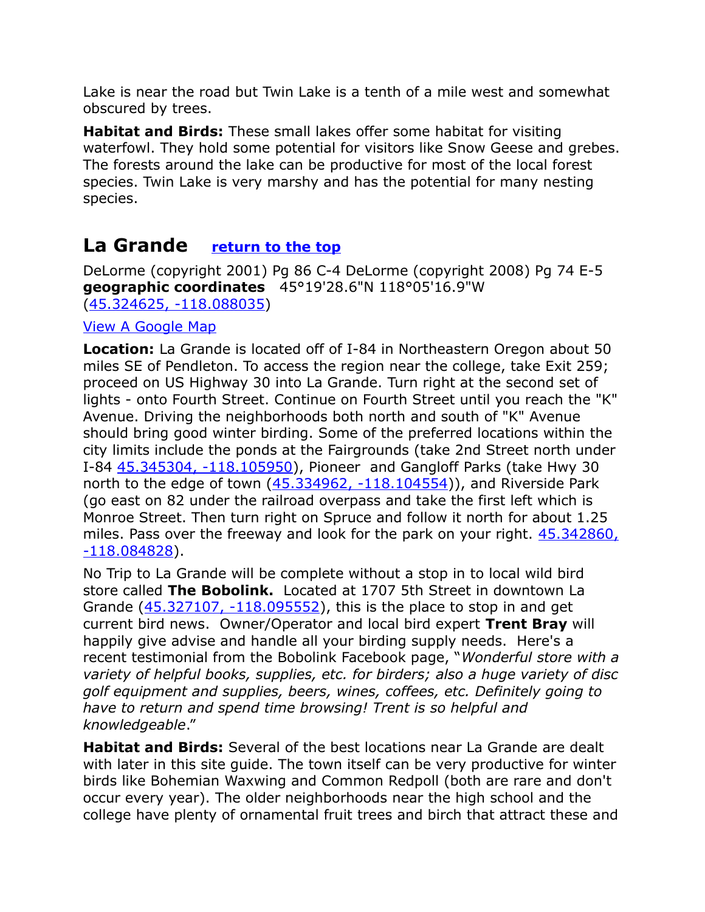Lake is near the road but Twin Lake is a tenth of a mile west and somewhat obscured by trees.

**Habitat and Birds:** These small lakes offer some habitat for visiting waterfowl. They hold some potential for visitors like Snow Geese and grebes. The forests around the lake can be productive for most of the local forest species. Twin Lake is very marshy and has the potential for many nesting species.

## La Grande [return to the top]

DeLorme (copyright 2001) Pg 86 C-4 DeLorme (copyright 2008) Pg 74 E-5
**geographic coordinates** 45°19'28.6"N 118°05'16.9"W
(45.324625, -118.088035)

View A Google Map

**Location:** La Grande is located off of I-84 in Northeastern Oregon about 50 miles SE of Pendleton. To access the region near the college, take Exit 259; proceed on US Highway 30 into La Grande. Turn right at the second set of lights - onto Fourth Street. Continue on Fourth Street until you reach the "K" Avenue. Driving the neighborhoods both north and south of "K" Avenue should bring good winter birding. Some of the preferred locations within the city limits include the ponds at the Fairgrounds (take 2nd Street north under I-84 45.345304, -118.105950), Pioneer and Gangloff Parks (take Hwy 30 north to the edge of town (45.334962, -118.104554)), and Riverside Park (go east on 82 under the railroad overpass and take the first left which is Monroe Street. Then turn right on Spruce and follow it north for about 1.25 miles. Pass over the freeway and look for the park on your right. 45.342860, -118.084828).

No Trip to La Grande will be complete without a stop in to local wild bird store called **The Bobolink.** Located at 1707 5th Street in downtown La Grande (45.327107, -118.095552), this is the place to stop in and get current bird news. Owner/Operator and local bird expert **Trent Bray** will happily give advise and handle all your birding supply needs. Here's a recent testimonial from the Bobolink Facebook page, "*Wonderful store with a variety of helpful books, supplies, etc. for birders; also a huge variety of disc golf equipment and supplies, beers, wines, coffees, etc. Definitely going to have to return and spend time browsing! Trent is so helpful and knowledgeable*."

**Habitat and Birds:** Several of the best locations near La Grande are dealt with later in this site guide. The town itself can be very productive for winter birds like Bohemian Waxwing and Common Redpoll (both are rare and don't occur every year). The older neighborhoods near the high school and the college have plenty of ornamental fruit trees and birch that attract these and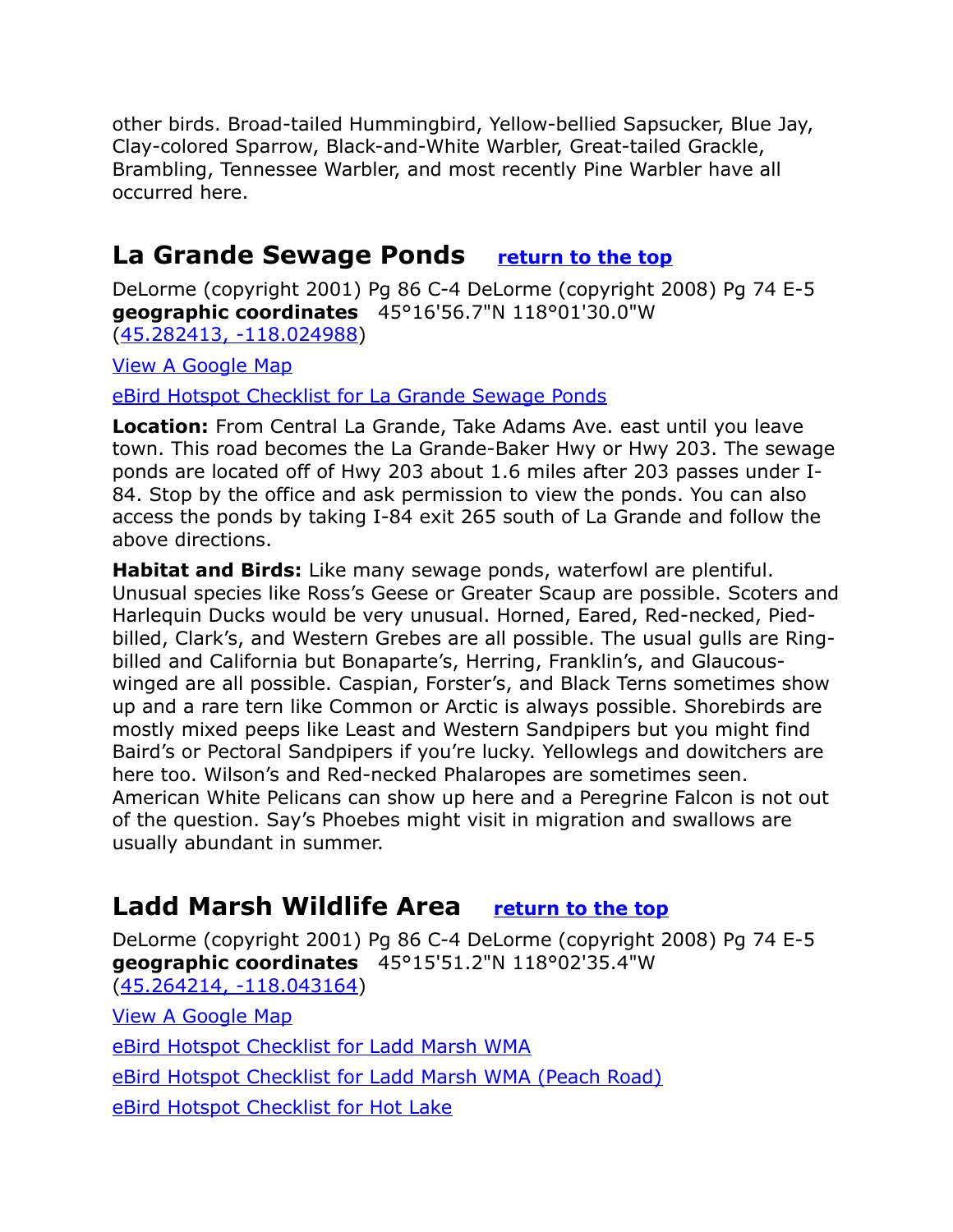other birds. Broad-tailed Hummingbird, Yellow-bellied Sapsucker, Blue Jay, Clay-colored Sparrow, Black-and-White Warbler, Great-tailed Grackle, Brambling, Tennessee Warbler, and most recently Pine Warbler have all occurred here.

## La Grande Sewage Ponds [return to the top]

DeLorme (copyright 2001) Pg 86 C-4 DeLorme (copyright 2008) Pg 74 E-5
**geographic coordinates** 45°16'56.7"N 118°01'30.0"W
(45.282413, -118.024988)

View A Google Map

eBird Hotspot Checklist for La Grande Sewage Ponds

**Location:** From Central La Grande, Take Adams Ave. east until you leave town. This road becomes the La Grande-Baker Hwy or Hwy 203. The sewage ponds are located off of Hwy 203 about 1.6 miles after 203 passes under I-84. Stop by the office and ask permission to view the ponds. You can also access the ponds by taking I-84 exit 265 south of La Grande and follow the above directions.

**Habitat and Birds:** Like many sewage ponds, waterfowl are plentiful. Unusual species like Ross's Geese or Greater Scaup are possible. Scoters and Harlequin Ducks would be very unusual. Horned, Eared, Red-necked, Pied-billed, Clark's, and Western Grebes are all possible. The usual gulls are Ring-billed and California but Bonaparte's, Herring, Franklin's, and Glaucous-winged are all possible. Caspian, Forster's, and Black Terns sometimes show up and a rare tern like Common or Arctic is always possible. Shorebirds are mostly mixed peeps like Least and Western Sandpipers but you might find Baird's or Pectoral Sandpipers if you're lucky. Yellowlegs and dowitchers are here too. Wilson's and Red-necked Phalaropes are sometimes seen. American White Pelicans can show up here and a Peregrine Falcon is not out of the question. Say's Phoebes might visit in migration and swallows are usually abundant in summer.

## Ladd Marsh Wildlife Area [return to the top]

DeLorme (copyright 2001) Pg 86 C-4 DeLorme (copyright 2008) Pg 74 E-5
**geographic coordinates** 45°15'51.2"N 118°02'35.4"W
(45.264214, -118.043164)

View A Google Map

eBird Hotspot Checklist for Ladd Marsh WMA

eBird Hotspot Checklist for Ladd Marsh WMA (Peach Road)

eBird Hotspot Checklist for Hot Lake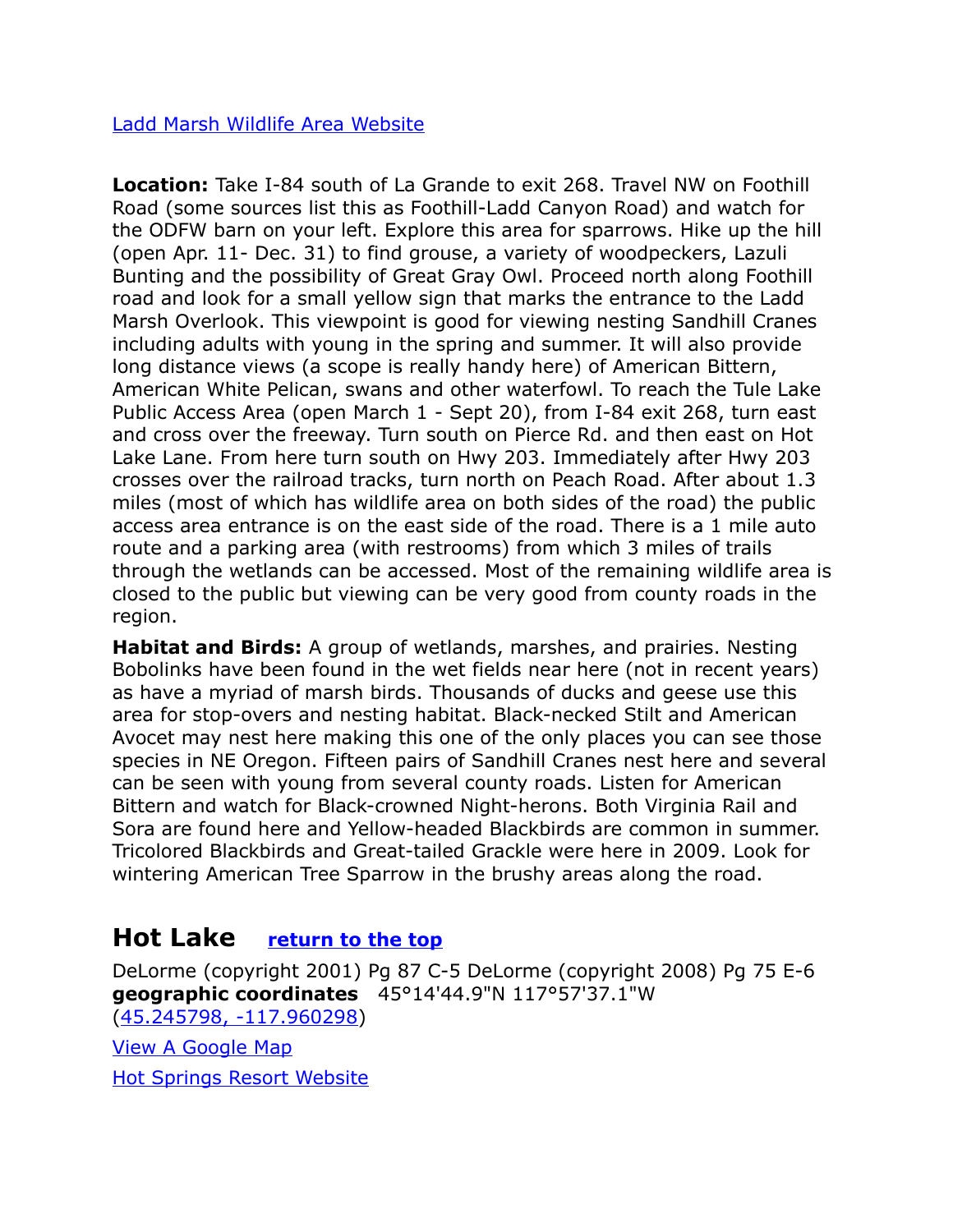[Ladd Marsh Wildlife Area Website](#)

**Location:** Take I-84 south of La Grande to exit 268. Travel NW on Foothill Road (some sources list this as Foothill-Ladd Canyon Road) and watch for the ODFW barn on your left. Explore this area for sparrows. Hike up the hill (open Apr. 11- Dec. 31) to find grouse, a variety of woodpeckers, Lazuli Bunting and the possibility of Great Gray Owl. Proceed north along Foothill road and look for a small yellow sign that marks the entrance to the Ladd Marsh Overlook. This viewpoint is good for viewing nesting Sandhill Cranes including adults with young in the spring and summer. It will also provide long distance views (a scope is really handy here) of American Bittern, American White Pelican, swans and other waterfowl. To reach the Tule Lake Public Access Area (open March 1 - Sept 20), from I-84 exit 268, turn east and cross over the freeway. Turn south on Pierce Rd. and then east on Hot Lake Lane. From here turn south on Hwy 203. Immediately after Hwy 203 crosses over the railroad tracks, turn north on Peach Road. After about 1.3 miles (most of which has wildlife area on both sides of the road) the public access area entrance is on the east side of the road. There is a 1 mile auto route and a parking area (with restrooms) from which 3 miles of trails through the wetlands can be accessed. Most of the remaining wildlife area is closed to the public but viewing can be very good from county roads in the region.

**Habitat and Birds:** A group of wetlands, marshes, and prairies. Nesting Bobolinks have been found in the wet fields near here (not in recent years) as have a myriad of marsh birds. Thousands of ducks and geese use this area for stop-overs and nesting habitat. Black-necked Stilt and American Avocet may nest here making this one of the only places you can see those species in NE Oregon. Fifteen pairs of Sandhill Cranes nest here and several can be seen with young from several county roads. Listen for American Bittern and watch for Black-crowned Night-herons. Both Virginia Rail and Sora are found here and Yellow-headed Blackbirds are common in summer. Tricolored Blackbirds and Great-tailed Grackle were here in 2009. Look for wintering American Tree Sparrow in the brushy areas along the road.

## Hot Lake [return to the top](#)

DeLorme (copyright 2001) Pg 87 C-5 DeLorme (copyright 2008) Pg 75 E-6
**geographic coordinates** 45°14'44.9"N 117°57'37.1"W
([45.245798, -117.960298](#))

[View A Google Map](#)

[Hot Springs Resort Website](#)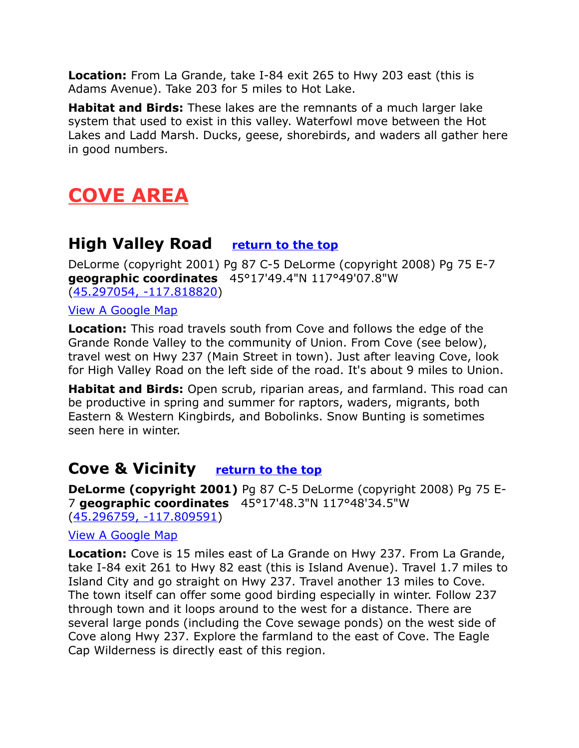**Location:** From La Grande, take I-84 exit 265 to Hwy 203 east (this is Adams Avenue). Take 203 for 5 miles to Hot Lake.

**Habitat and Birds:** These lakes are the remnants of a much larger lake system that used to exist in this valley. Waterfowl move between the Hot Lakes and Ladd Marsh. Ducks, geese, shorebirds, and waders all gather here in good numbers.

# COVE AREA

## High Valley Road [return to the top]

DeLorme (copyright 2001) Pg 87 C-5 DeLorme (copyright 2008) Pg 75 E-7 **geographic coordinates** 45°17'49.4"N 117°49'07.8"W (45.297054, -117.818820)

View A Google Map

**Location:** This road travels south from Cove and follows the edge of the Grande Ronde Valley to the community of Union. From Cove (see below), travel west on Hwy 237 (Main Street in town). Just after leaving Cove, look for High Valley Road on the left side of the road. It's about 9 miles to Union.

**Habitat and Birds:** Open scrub, riparian areas, and farmland. This road can be productive in spring and summer for raptors, waders, migrants, both Eastern & Western Kingbirds, and Bobolinks. Snow Bunting is sometimes seen here in winter.

## Cove & Vicinity [return to the top]

**DeLorme (copyright 2001)** Pg 87 C-5 DeLorme (copyright 2008) Pg 75 E-7 **geographic coordinates** 45°17'48.3"N 117°48'34.5"W (45.296759, -117.809591)

View A Google Map

**Location:** Cove is 15 miles east of La Grande on Hwy 237. From La Grande, take I-84 exit 261 to Hwy 82 east (this is Island Avenue). Travel 1.7 miles to Island City and go straight on Hwy 237. Travel another 13 miles to Cove. The town itself can offer some good birding especially in winter. Follow 237 through town and it loops around to the west for a distance. There are several large ponds (including the Cove sewage ponds) on the west side of Cove along Hwy 237. Explore the farmland to the east of Cove. The Eagle Cap Wilderness is directly east of this region.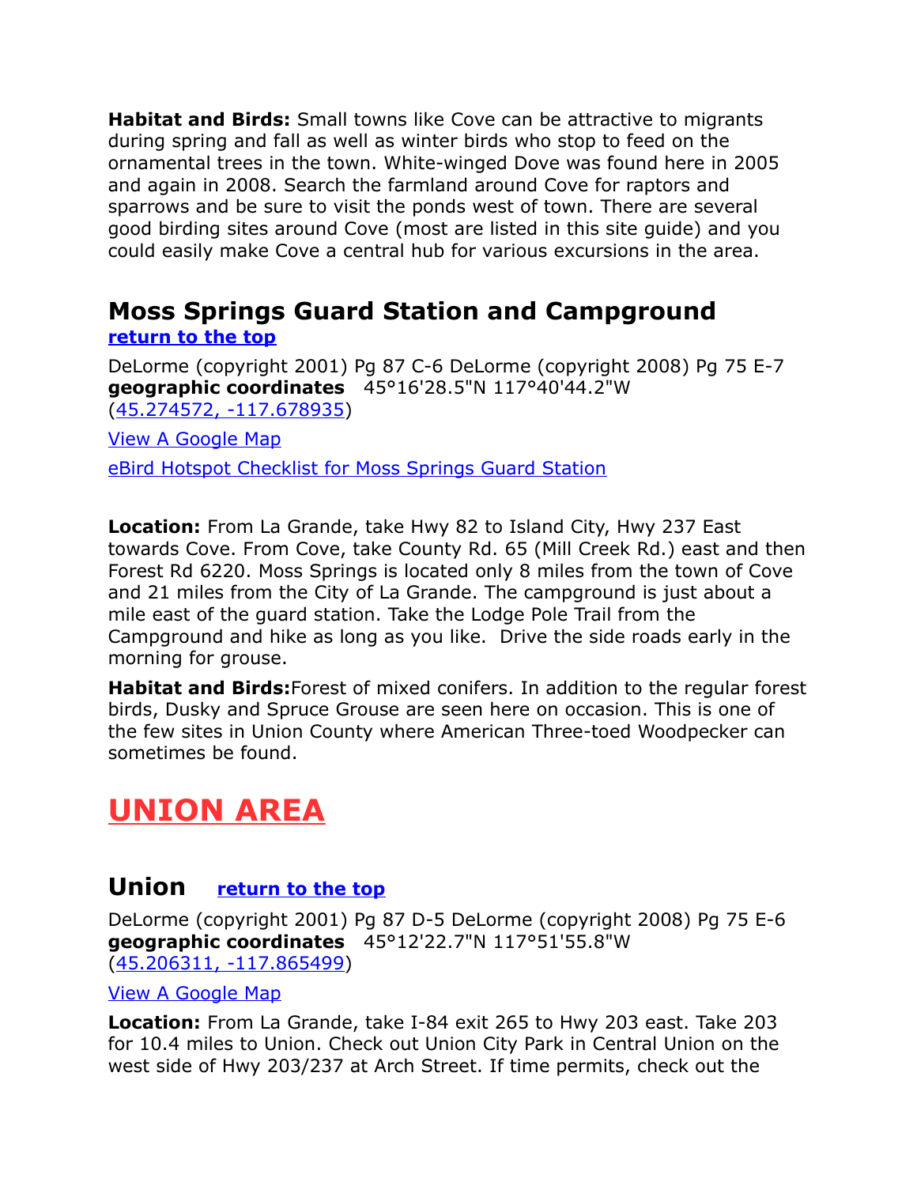**Habitat and Birds:** Small towns like Cove can be attractive to migrants during spring and fall as well as winter birds who stop to feed on the ornamental trees in the town. White-winged Dove was found here in 2005 and again in 2008. Search the farmland around Cove for raptors and sparrows and be sure to visit the ponds west of town. There are several good birding sites around Cove (most are listed in this site guide) and you could easily make Cove a central hub for various excursions in the area.

## Moss Springs Guard Station and Campground

**return to the top**

DeLorme (copyright 2001) Pg 87 C-6 DeLorme (copyright 2008) Pg 75 E-7
**geographic coordinates** 45°16'28.5"N 117°40'44.2"W
(45.274572, -117.678935)

View A Google Map

eBird Hotspot Checklist for Moss Springs Guard Station

**Location:** From La Grande, take Hwy 82 to Island City, Hwy 237 East towards Cove. From Cove, take County Rd. 65 (Mill Creek Rd.) east and then Forest Rd 6220. Moss Springs is located only 8 miles from the town of Cove and 21 miles from the City of La Grande. The campground is just about a mile east of the guard station. Take the Lodge Pole Trail from the Campground and hike as long as you like. Drive the side roads early in the morning for grouse.

**Habitat and Birds:**Forest of mixed conifers. In addition to the regular forest birds, Dusky and Spruce Grouse are seen here on occasion. This is one of the few sites in Union County where American Three-toed Woodpecker can sometimes be found.

# UNION AREA

## Union **return to the top**

DeLorme (copyright 2001) Pg 87 D-5 DeLorme (copyright 2008) Pg 75 E-6
**geographic coordinates** 45°12'22.7"N 117°51'55.8"W
(45.206311, -117.865499)

View A Google Map

**Location:** From La Grande, take I-84 exit 265 to Hwy 203 east. Take 203 for 10.4 miles to Union. Check out Union City Park in Central Union on the west side of Hwy 203/237 at Arch Street. If time permits, check out the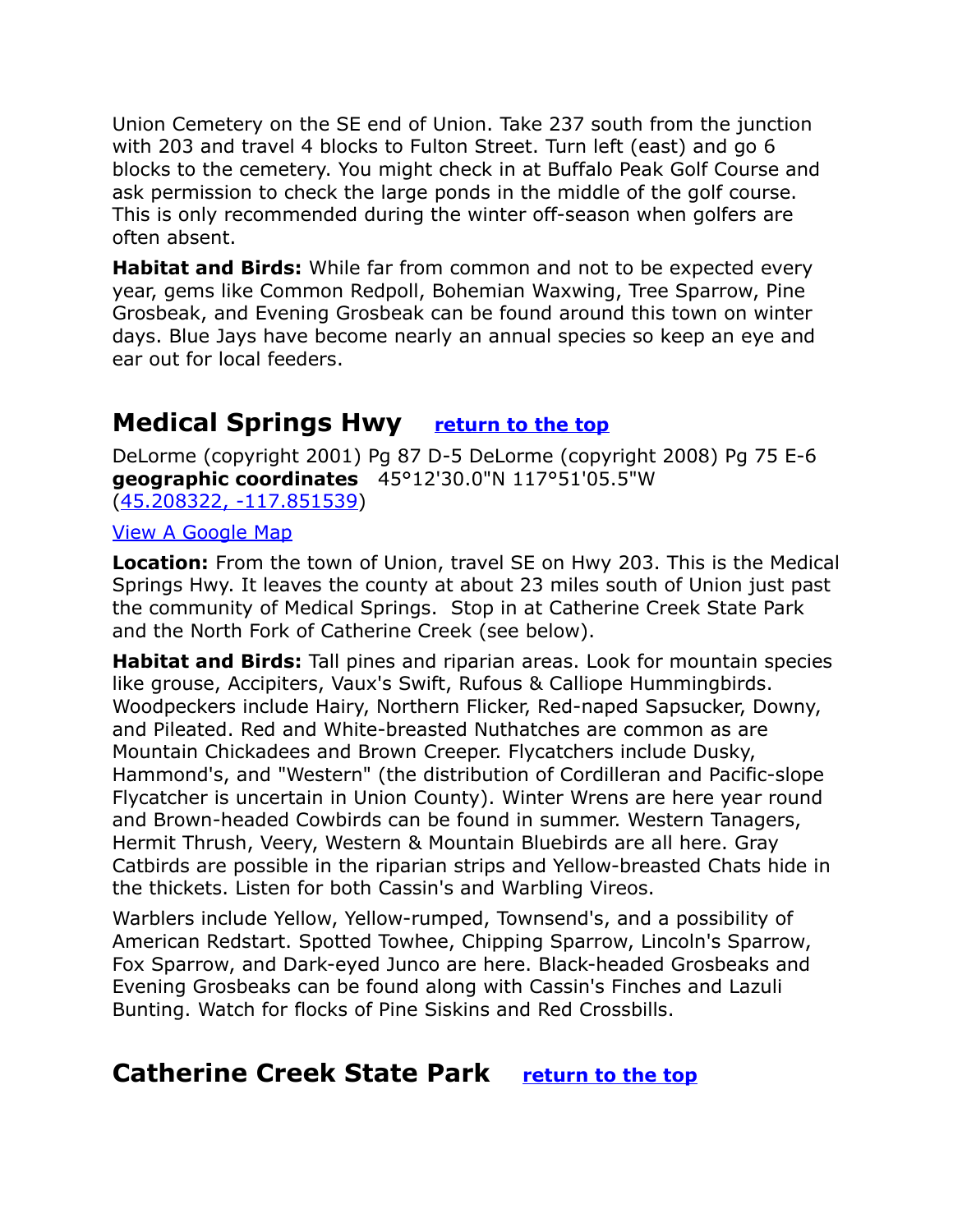Union Cemetery on the SE end of Union. Take 237 south from the junction with 203 and travel 4 blocks to Fulton Street. Turn left (east) and go 6 blocks to the cemetery. You might check in at Buffalo Peak Golf Course and ask permission to check the large ponds in the middle of the golf course. This is only recommended during the winter off-season when golfers are often absent.

**Habitat and Birds:** While far from common and not to be expected every year, gems like Common Redpoll, Bohemian Waxwing, Tree Sparrow, Pine Grosbeak, and Evening Grosbeak can be found around this town on winter days. Blue Jays have become nearly an annual species so keep an eye and ear out for local feeders.

## Medical Springs Hwy [return to the top]

DeLorme (copyright 2001) Pg 87 D-5 DeLorme (copyright 2008) Pg 75 E-6
**geographic coordinates** 45°12'30.0"N 117°51'05.5"W
(45.208322, -117.851539)

View A Google Map

**Location:** From the town of Union, travel SE on Hwy 203. This is the Medical Springs Hwy. It leaves the county at about 23 miles south of Union just past the community of Medical Springs. Stop in at Catherine Creek State Park and the North Fork of Catherine Creek (see below).

**Habitat and Birds:** Tall pines and riparian areas. Look for mountain species like grouse, Accipiters, Vaux's Swift, Rufous & Calliope Hummingbirds. Woodpeckers include Hairy, Northern Flicker, Red-naped Sapsucker, Downy, and Pileated. Red and White-breasted Nuthatches are common as are Mountain Chickadees and Brown Creeper. Flycatchers include Dusky, Hammond's, and "Western" (the distribution of Cordilleran and Pacific-slope Flycatcher is uncertain in Union County). Winter Wrens are here year round and Brown-headed Cowbirds can be found in summer. Western Tanagers, Hermit Thrush, Veery, Western & Mountain Bluebirds are all here. Gray Catbirds are possible in the riparian strips and Yellow-breasted Chats hide in the thickets. Listen for both Cassin's and Warbling Vireos.

Warblers include Yellow, Yellow-rumped, Townsend's, and a possibility of American Redstart. Spotted Towhee, Chipping Sparrow, Lincoln's Sparrow, Fox Sparrow, and Dark-eyed Junco are here. Black-headed Grosbeaks and Evening Grosbeaks can be found along with Cassin's Finches and Lazuli Bunting. Watch for flocks of Pine Siskins and Red Crossbills.

## Catherine Creek State Park [return to the top]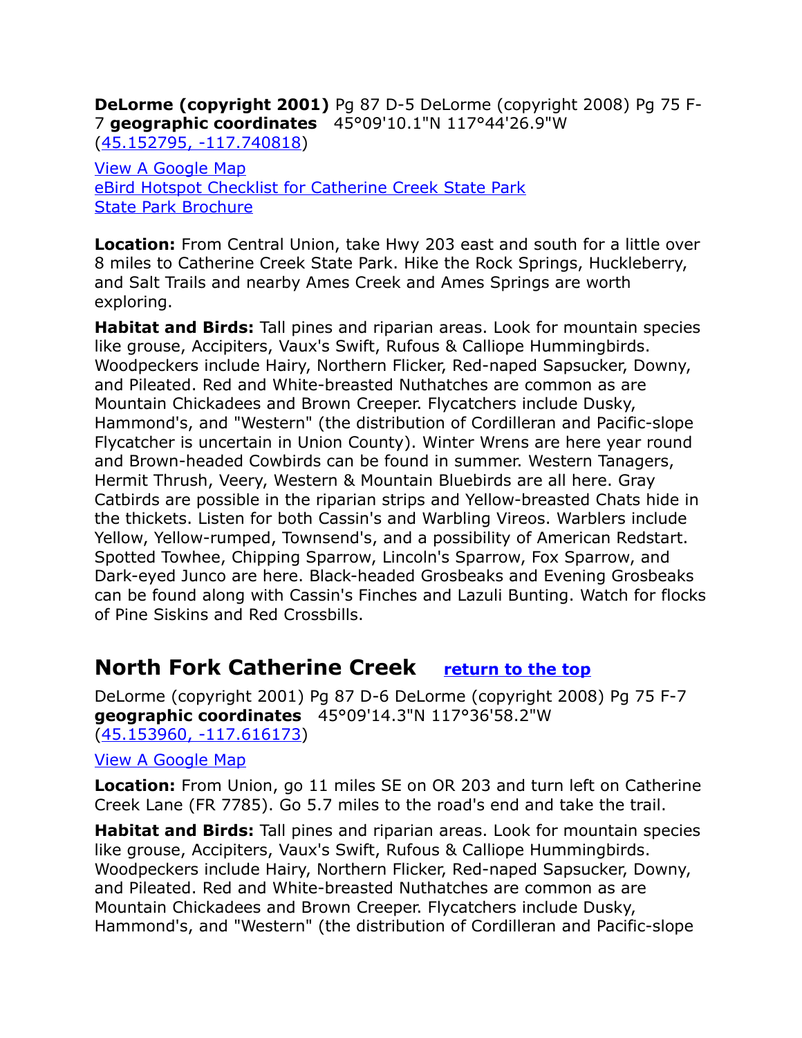**DeLorme (copyright 2001)** Pg 87 D-5 DeLorme (copyright 2008) Pg 75 F-7 **geographic coordinates** 45°09'10.1"N 117°44'26.9"W (45.152795, -117.740818)

View A Google Map
eBird Hotspot Checklist for Catherine Creek State Park
State Park Brochure

**Location:** From Central Union, take Hwy 203 east and south for a little over 8 miles to Catherine Creek State Park. Hike the Rock Springs, Huckleberry, and Salt Trails and nearby Ames Creek and Ames Springs are worth exploring.

**Habitat and Birds:** Tall pines and riparian areas. Look for mountain species like grouse, Accipiters, Vaux's Swift, Rufous & Calliope Hummingbirds. Woodpeckers include Hairy, Northern Flicker, Red-naped Sapsucker, Downy, and Pileated. Red and White-breasted Nuthatches are common as are Mountain Chickadees and Brown Creeper. Flycatchers include Dusky, Hammond's, and "Western" (the distribution of Cordilleran and Pacific-slope Flycatcher is uncertain in Union County). Winter Wrens are here year round and Brown-headed Cowbirds can be found in summer. Western Tanagers, Hermit Thrush, Veery, Western & Mountain Bluebirds are all here. Gray Catbirds are possible in the riparian strips and Yellow-breasted Chats hide in the thickets. Listen for both Cassin's and Warbling Vireos. Warblers include Yellow, Yellow-rumped, Townsend's, and a possibility of American Redstart. Spotted Towhee, Chipping Sparrow, Lincoln's Sparrow, Fox Sparrow, and Dark-eyed Junco are here. Black-headed Grosbeaks and Evening Grosbeaks can be found along with Cassin's Finches and Lazuli Bunting. Watch for flocks of Pine Siskins and Red Crossbills.

## North Fork Catherine Creek

**return to the top**

DeLorme (copyright 2001) Pg 87 D-6 DeLorme (copyright 2008) Pg 75 F-7 **geographic coordinates** 45°09'14.3"N 117°36'58.2"W (45.153960, -117.616173)

View A Google Map

**Location:** From Union, go 11 miles SE on OR 203 and turn left on Catherine Creek Lane (FR 7785). Go 5.7 miles to the road's end and take the trail.

**Habitat and Birds:** Tall pines and riparian areas. Look for mountain species like grouse, Accipiters, Vaux's Swift, Rufous & Calliope Hummingbirds. Woodpeckers include Hairy, Northern Flicker, Red-naped Sapsucker, Downy, and Pileated. Red and White-breasted Nuthatches are common as are Mountain Chickadees and Brown Creeper. Flycatchers include Dusky, Hammond's, and "Western" (the distribution of Cordilleran and Pacific-slope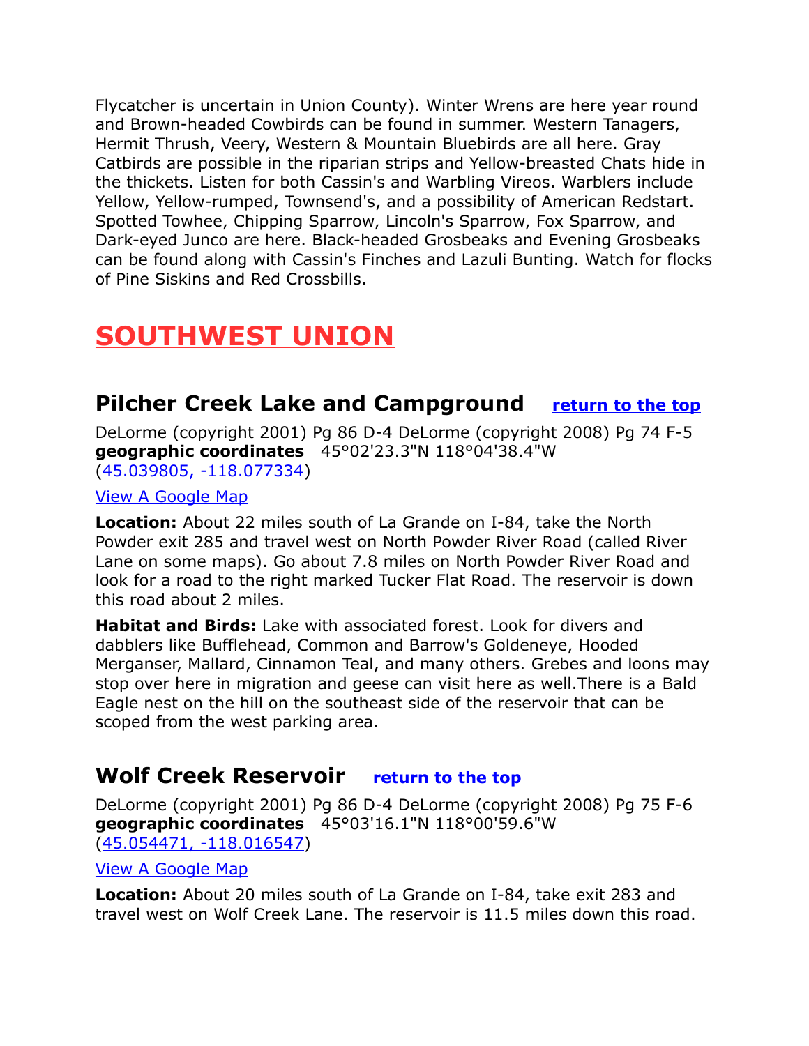Flycatcher is uncertain in Union County). Winter Wrens are here year round and Brown-headed Cowbirds can be found in summer. Western Tanagers, Hermit Thrush, Veery, Western & Mountain Bluebirds are all here. Gray Catbirds are possible in the riparian strips and Yellow-breasted Chats hide in the thickets. Listen for both Cassin's and Warbling Vireos. Warblers include Yellow, Yellow-rumped, Townsend's, and a possibility of American Redstart. Spotted Towhee, Chipping Sparrow, Lincoln's Sparrow, Fox Sparrow, and Dark-eyed Junco are here. Black-headed Grosbeaks and Evening Grosbeaks can be found along with Cassin's Finches and Lazuli Bunting. Watch for flocks of Pine Siskins and Red Crossbills.

# SOUTHWEST UNION

## Pilcher Creek Lake and Campground [return to the top]

DeLorme (copyright 2001) Pg 86 D-4 DeLorme (copyright 2008) Pg 74 F-5
**geographic coordinates** 45°02'23.3"N 118°04'38.4"W
(45.039805, -118.077334)

View A Google Map

**Location:** About 22 miles south of La Grande on I-84, take the North Powder exit 285 and travel west on North Powder River Road (called River Lane on some maps). Go about 7.8 miles on North Powder River Road and look for a road to the right marked Tucker Flat Road. The reservoir is down this road about 2 miles.

**Habitat and Birds:** Lake with associated forest. Look for divers and dabblers like Bufflehead, Common and Barrow's Goldeneye, Hooded Merganser, Mallard, Cinnamon Teal, and many others. Grebes and loons may stop over here in migration and geese can visit here as well.There is a Bald Eagle nest on the hill on the southeast side of the reservoir that can be scoped from the west parking area.

## Wolf Creek Reservoir [return to the top]

DeLorme (copyright 2001) Pg 86 D-4 DeLorme (copyright 2008) Pg 75 F-6
**geographic coordinates** 45°03'16.1"N 118°00'59.6"W
(45.054471, -118.016547)

View A Google Map

**Location:** About 20 miles south of La Grande on I-84, take exit 283 and travel west on Wolf Creek Lane. The reservoir is 11.5 miles down this road.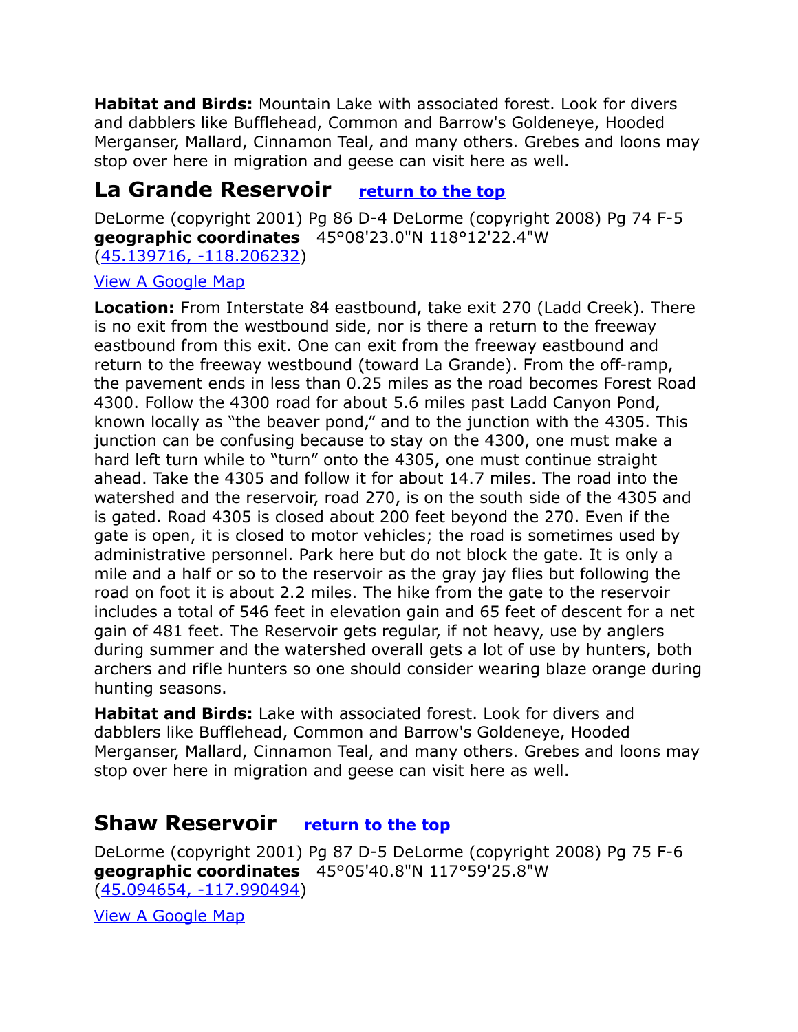**Habitat and Birds:** Mountain Lake with associated forest. Look for divers and dabblers like Bufflehead, Common and Barrow's Goldeneye, Hooded Merganser, Mallard, Cinnamon Teal, and many others. Grebes and loons may stop over here in migration and geese can visit here as well.

## La Grande Reservoir [return to the top]

DeLorme (copyright 2001) Pg 86 D-4 DeLorme (copyright 2008) Pg 74 F-5
**geographic coordinates** 45°08'23.0"N 118°12'22.4"W
(45.139716, -118.206232)

View A Google Map

**Location:** From Interstate 84 eastbound, take exit 270 (Ladd Creek). There is no exit from the westbound side, nor is there a return to the freeway eastbound from this exit. One can exit from the freeway eastbound and return to the freeway westbound (toward La Grande). From the off-ramp, the pavement ends in less than 0.25 miles as the road becomes Forest Road 4300. Follow the 4300 road for about 5.6 miles past Ladd Canyon Pond, known locally as "the beaver pond," and to the junction with the 4305. This junction can be confusing because to stay on the 4300, one must make a hard left turn while to "turn" onto the 4305, one must continue straight ahead. Take the 4305 and follow it for about 14.7 miles. The road into the watershed and the reservoir, road 270, is on the south side of the 4305 and is gated. Road 4305 is closed about 200 feet beyond the 270. Even if the gate is open, it is closed to motor vehicles; the road is sometimes used by administrative personnel. Park here but do not block the gate. It is only a mile and a half or so to the reservoir as the gray jay flies but following the road on foot it is about 2.2 miles. The hike from the gate to the reservoir includes a total of 546 feet in elevation gain and 65 feet of descent for a net gain of 481 feet. The Reservoir gets regular, if not heavy, use by anglers during summer and the watershed overall gets a lot of use by hunters, both archers and rifle hunters so one should consider wearing blaze orange during hunting seasons.

**Habitat and Birds:** Lake with associated forest. Look for divers and dabblers like Bufflehead, Common and Barrow's Goldeneye, Hooded Merganser, Mallard, Cinnamon Teal, and many others. Grebes and loons may stop over here in migration and geese can visit here as well.

## Shaw Reservoir [return to the top]

DeLorme (copyright 2001) Pg 87 D-5 DeLorme (copyright 2008) Pg 75 F-6
**geographic coordinates** 45°05'40.8"N 117°59'25.8"W
(45.094654, -117.990494)

View A Google Map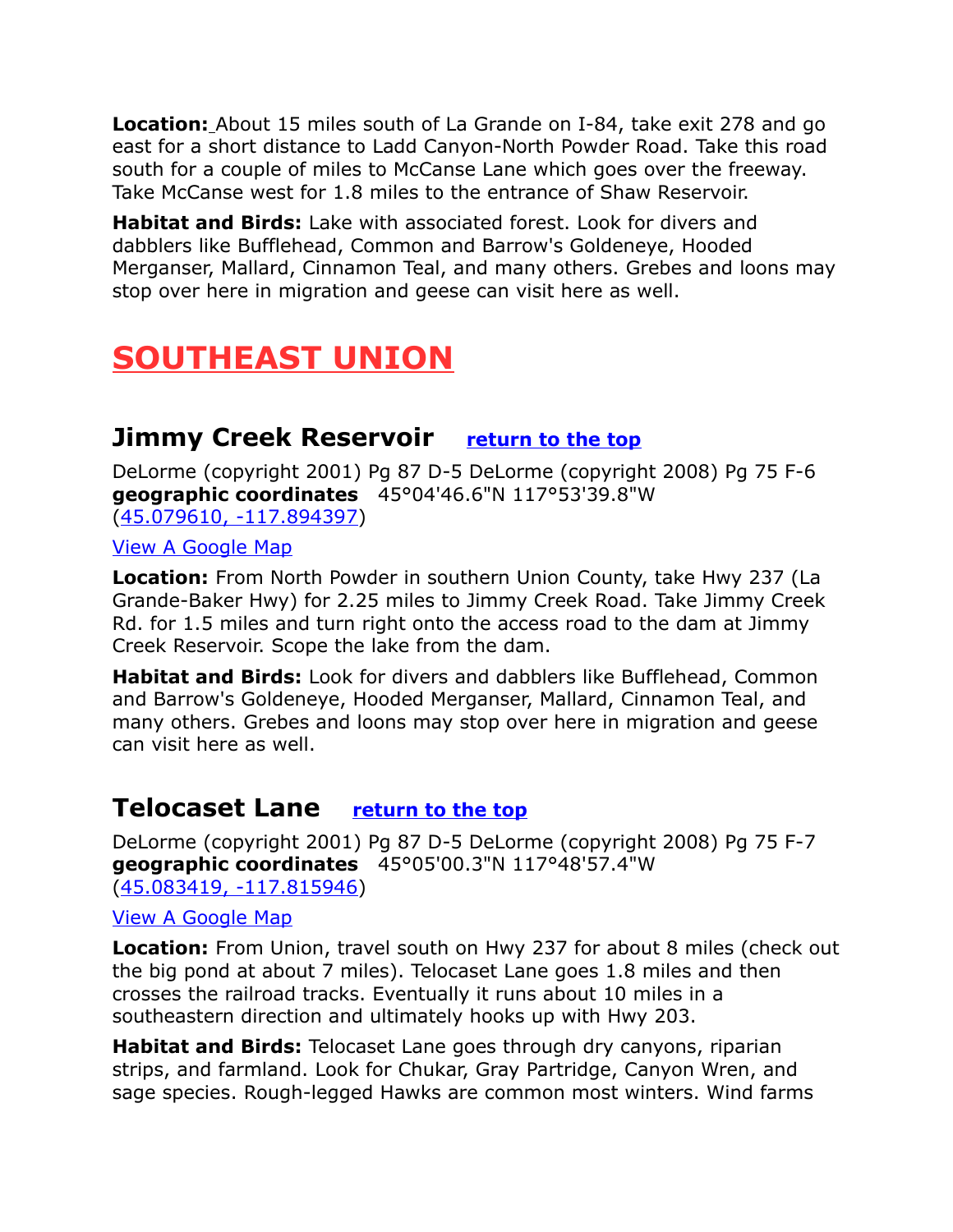**Location:** About 15 miles south of La Grande on I-84, take exit 278 and go east for a short distance to Ladd Canyon-North Powder Road. Take this road south for a couple of miles to McCanse Lane which goes over the freeway. Take McCanse west for 1.8 miles to the entrance of Shaw Reservoir.

**Habitat and Birds:** Lake with associated forest. Look for divers and dabblers like Bufflehead, Common and Barrow's Goldeneye, Hooded Merganser, Mallard, Cinnamon Teal, and many others. Grebes and loons may stop over here in migration and geese can visit here as well.

# SOUTHEAST UNION

## Jimmy Creek Reservoir [return to the top]

DeLorme (copyright 2001) Pg 87 D-5 DeLorme (copyright 2008) Pg 75 F-6
**geographic coordinates** 45°04'46.6"N 117°53'39.8"W
(45.079610, -117.894397)

View A Google Map

**Location:** From North Powder in southern Union County, take Hwy 237 (La Grande-Baker Hwy) for 2.25 miles to Jimmy Creek Road. Take Jimmy Creek Rd. for 1.5 miles and turn right onto the access road to the dam at Jimmy Creek Reservoir. Scope the lake from the dam.

**Habitat and Birds:** Look for divers and dabblers like Bufflehead, Common and Barrow's Goldeneye, Hooded Merganser, Mallard, Cinnamon Teal, and many others. Grebes and loons may stop over here in migration and geese can visit here as well.

## Telocaset Lane [return to the top]

DeLorme (copyright 2001) Pg 87 D-5 DeLorme (copyright 2008) Pg 75 F-7
**geographic coordinates** 45°05'00.3"N 117°48'57.4"W
(45.083419, -117.815946)

View A Google Map

**Location:** From Union, travel south on Hwy 237 for about 8 miles (check out the big pond at about 7 miles). Telocaset Lane goes 1.8 miles and then crosses the railroad tracks. Eventually it runs about 10 miles in a southeastern direction and ultimately hooks up with Hwy 203.

**Habitat and Birds:** Telocaset Lane goes through dry canyons, riparian strips, and farmland. Look for Chukar, Gray Partridge, Canyon Wren, and sage species. Rough-legged Hawks are common most winters. Wind farms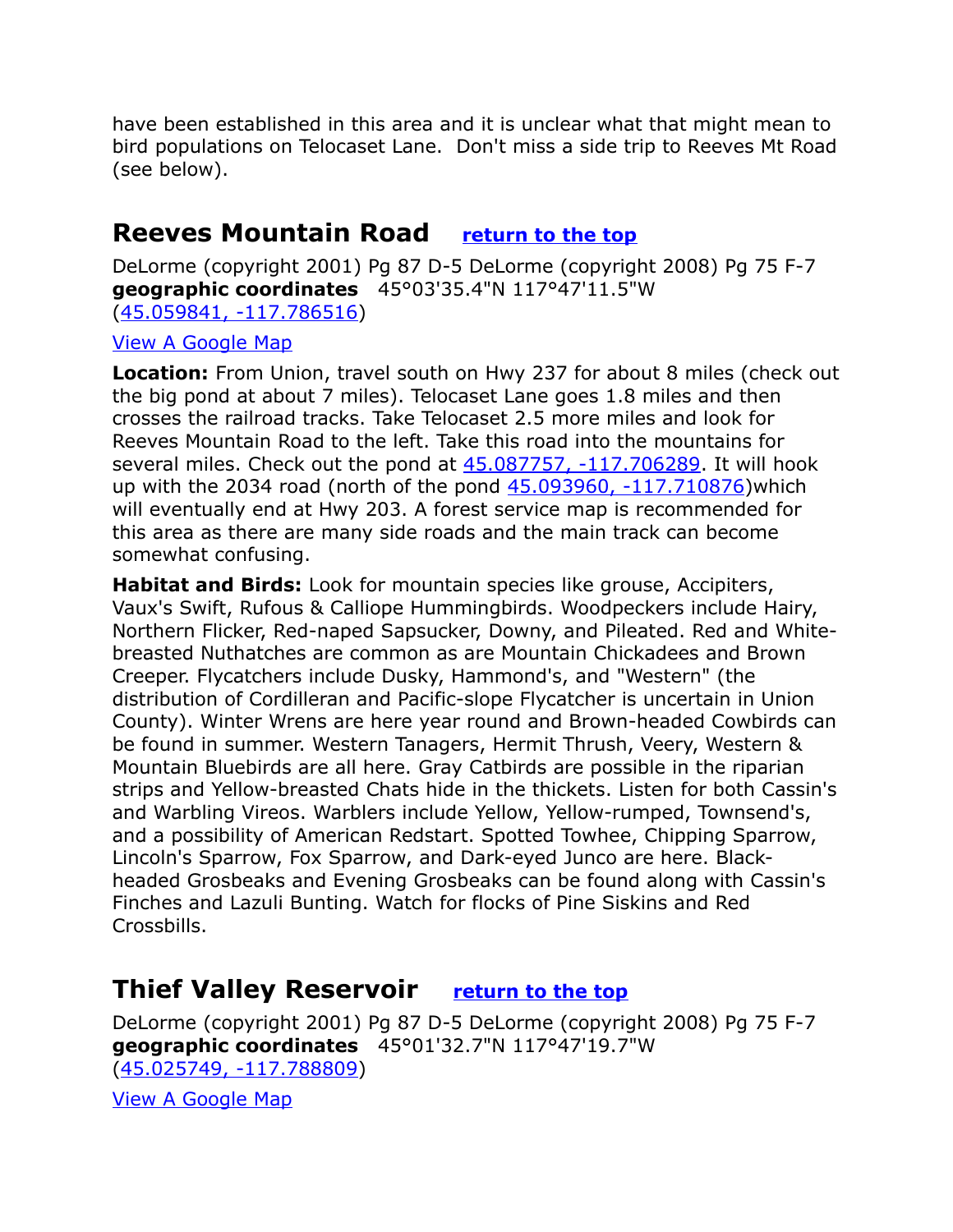have been established in this area and it is unclear what that might mean to bird populations on Telocaset Lane. Don't miss a side trip to Reeves Mt Road (see below).

## Reeves Mountain Road [return to the top]

DeLorme (copyright 2001) Pg 87 D-5 DeLorme (copyright 2008) Pg 75 F-7
**geographic coordinates** 45°03'35.4"N 117°47'11.5"W (45.059841, -117.786516)

View A Google Map

**Location:** From Union, travel south on Hwy 237 for about 8 miles (check out the big pond at about 7 miles). Telocaset Lane goes 1.8 miles and then crosses the railroad tracks. Take Telocaset 2.5 more miles and look for Reeves Mountain Road to the left. Take this road into the mountains for several miles. Check out the pond at 45.087757, -117.706289. It will hook up with the 2034 road (north of the pond 45.093960, -117.710876)which will eventually end at Hwy 203. A forest service map is recommended for this area as there are many side roads and the main track can become somewhat confusing.

**Habitat and Birds:** Look for mountain species like grouse, Accipiters, Vaux's Swift, Rufous & Calliope Hummingbirds. Woodpeckers include Hairy, Northern Flicker, Red-naped Sapsucker, Downy, and Pileated. Red and White-breasted Nuthatches are common as are Mountain Chickadees and Brown Creeper. Flycatchers include Dusky, Hammond's, and "Western" (the distribution of Cordilleran and Pacific-slope Flycatcher is uncertain in Union County). Winter Wrens are here year round and Brown-headed Cowbirds can be found in summer. Western Tanagers, Hermit Thrush, Veery, Western & Mountain Bluebirds are all here. Gray Catbirds are possible in the riparian strips and Yellow-breasted Chats hide in the thickets. Listen for both Cassin's and Warbling Vireos. Warblers include Yellow, Yellow-rumped, Townsend's, and a possibility of American Redstart. Spotted Towhee, Chipping Sparrow, Lincoln's Sparrow, Fox Sparrow, and Dark-eyed Junco are here. Black-headed Grosbeaks and Evening Grosbeaks can be found along with Cassin's Finches and Lazuli Bunting. Watch for flocks of Pine Siskins and Red Crossbills.

## Thief Valley Reservoir [return to the top]

DeLorme (copyright 2001) Pg 87 D-5 DeLorme (copyright 2008) Pg 75 F-7
**geographic coordinates** 45°01'32.7"N 117°47'19.7"W (45.025749, -117.788809)

View A Google Map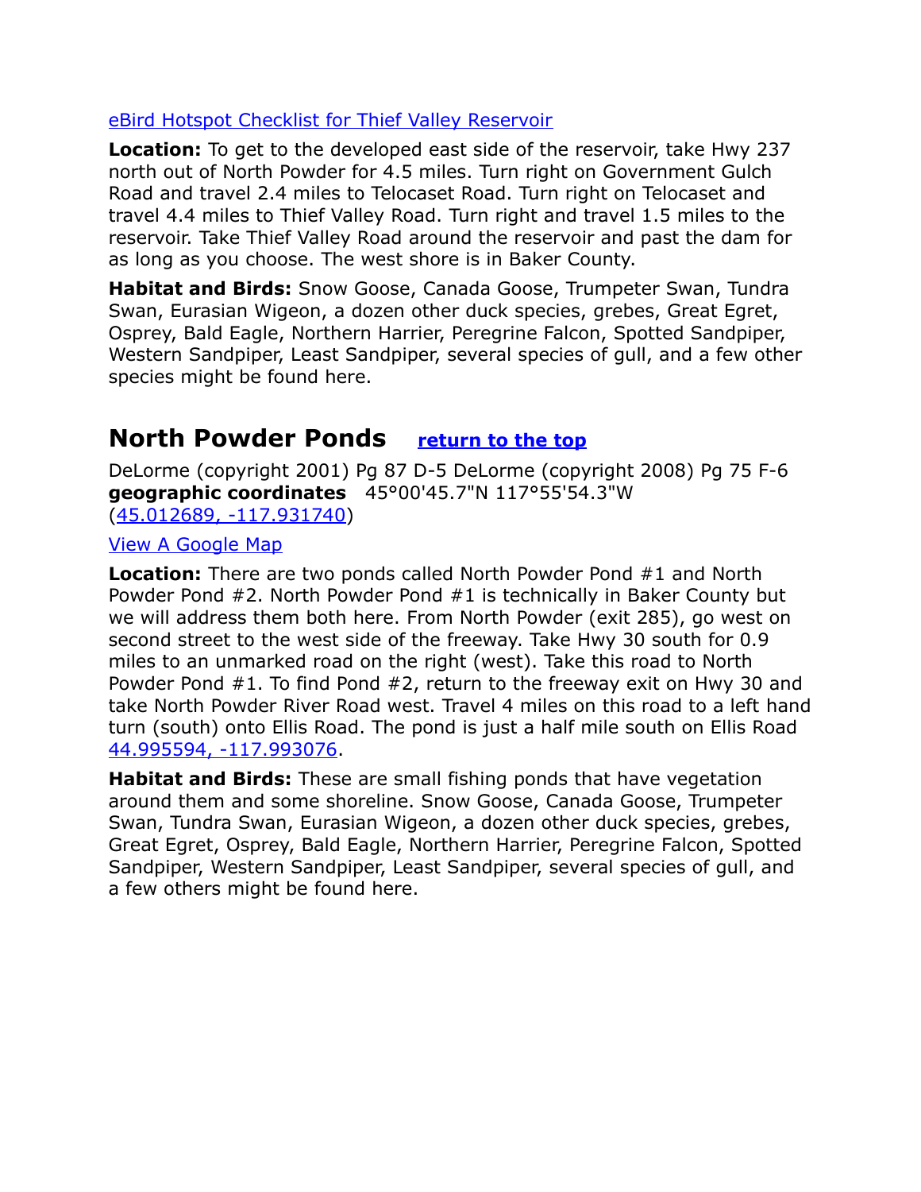eBird Hotspot Checklist for Thief Valley Reservoir

**Location:** To get to the developed east side of the reservoir, take Hwy 237 north out of North Powder for 4.5 miles. Turn right on Government Gulch Road and travel 2.4 miles to Telocaset Road. Turn right on Telocaset and travel 4.4 miles to Thief Valley Road. Turn right and travel 1.5 miles to the reservoir. Take Thief Valley Road around the reservoir and past the dam for as long as you choose. The west shore is in Baker County.

**Habitat and Birds:** Snow Goose, Canada Goose, Trumpeter Swan, Tundra Swan, Eurasian Wigeon, a dozen other duck species, grebes, Great Egret, Osprey, Bald Eagle, Northern Harrier, Peregrine Falcon, Spotted Sandpiper, Western Sandpiper, Least Sandpiper, several species of gull, and a few other species might be found here.

## North Powder Ponds **return to the top**

DeLorme (copyright 2001) Pg 87 D-5 DeLorme (copyright 2008) Pg 75 F-6
**geographic coordinates** 45°00'45.7"N 117°55'54.3"W
(45.012689, -117.931740)

View A Google Map

**Location:** There are two ponds called North Powder Pond #1 and North Powder Pond #2. North Powder Pond #1 is technically in Baker County but we will address them both here. From North Powder (exit 285), go west on second street to the west side of the freeway. Take Hwy 30 south for 0.9 miles to an unmarked road on the right (west). Take this road to North Powder Pond #1. To find Pond #2, return to the freeway exit on Hwy 30 and take North Powder River Road west. Travel 4 miles on this road to a left hand turn (south) onto Ellis Road. The pond is just a half mile south on Ellis Road 44.995594, -117.993076.

**Habitat and Birds:** These are small fishing ponds that have vegetation around them and some shoreline. Snow Goose, Canada Goose, Trumpeter Swan, Tundra Swan, Eurasian Wigeon, a dozen other duck species, grebes, Great Egret, Osprey, Bald Eagle, Northern Harrier, Peregrine Falcon, Spotted Sandpiper, Western Sandpiper, Least Sandpiper, several species of gull, and a few others might be found here.